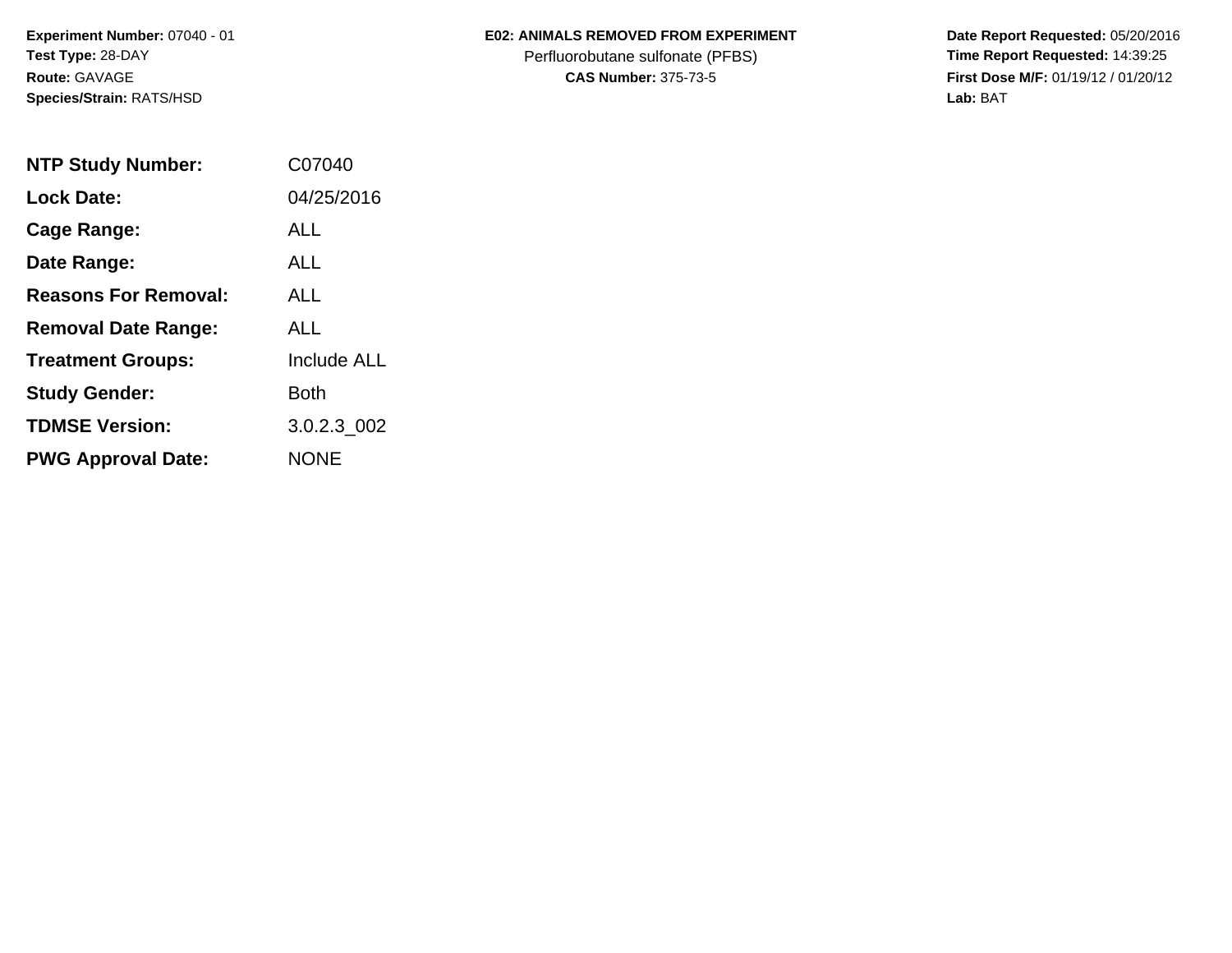**Experiment Number:** 07040 - 01
**Test Type:** 28-DAY
**Route:** GAVAGE
**Species/Strain:** RATS/HSD

**E02: ANIMALS REMOVED FROM EXPERIMENT**
Perfluorobutane sulfonate (PFBS)
**CAS Number:** 375-73-5

**Date Report Requested:** 05/20/2016
**Time Report Requested:** 14:39:25
**First Dose M/F:** 01/19/12 / 01/20/12
**Lab:** BAT

| | |
|---|---|
| **NTP Study Number:** | C07040 |
| **Lock Date:** | 04/25/2016 |
| **Cage Range:** | ALL |
| **Date Range:** | ALL |
| **Reasons For Removal:** | ALL |
| **Removal Date Range:** | ALL |
| **Treatment Groups:** | Include ALL |
| **Study Gender:** | Both |
| **TDMSE Version:** | 3.0.2.3_002 |
| **PWG Approval Date:** | NONE |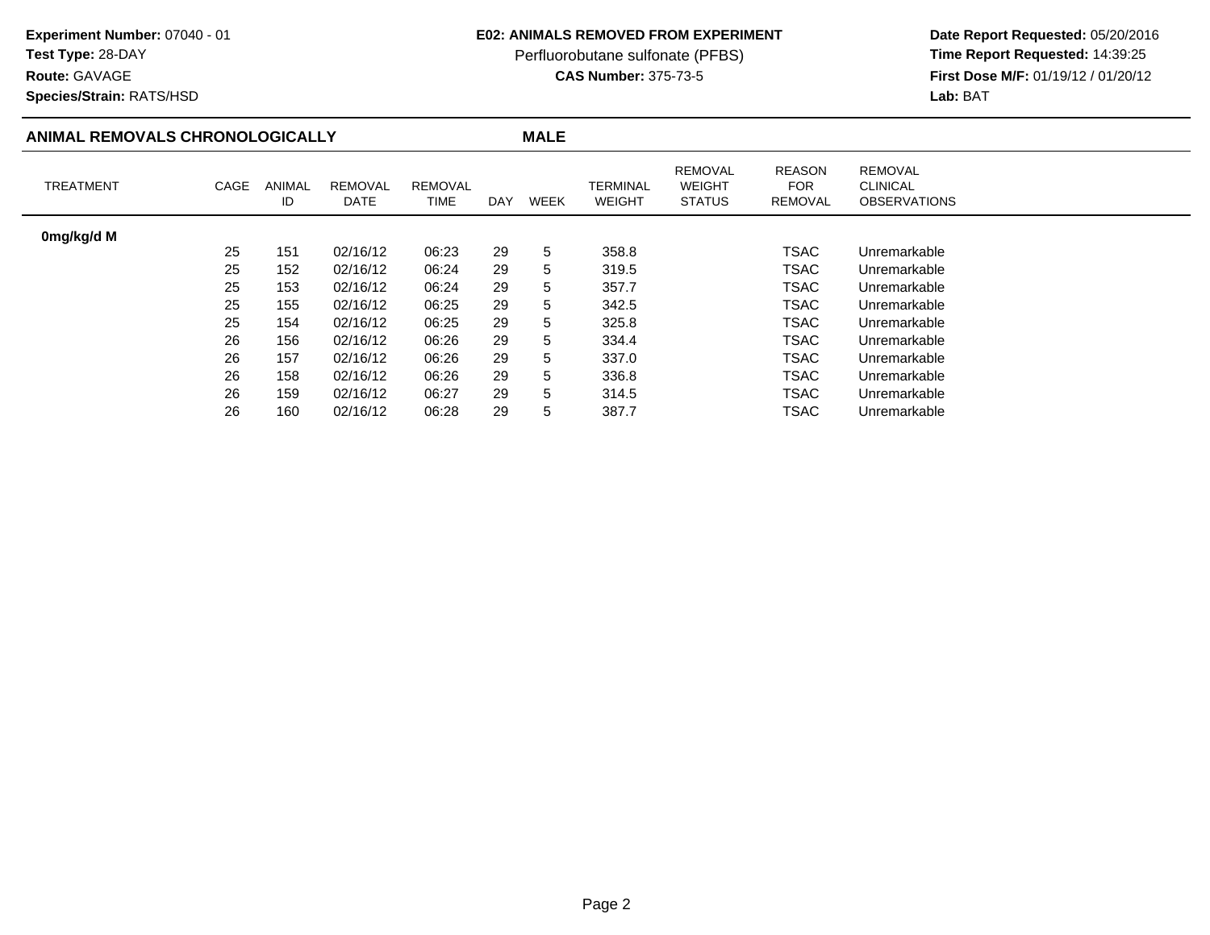**Experiment Number:** 07040 - 01
**Test Type:** 28-DAY
**Route:** GAVAGE
**Species/Strain:** RATS/HSD

**E02: ANIMALS REMOVED FROM EXPERIMENT**
Perfluorobutane sulfonate (PFBS)
**CAS Number:** 375-73-5

**Date Report Requested:** 05/20/2016
**Time Report Requested:** 14:39:25
**First Dose M/F:** 01/19/12 / 01/20/12
**Lab:** BAT

## ANIMAL REMOVALS CHRONOLOGICALLY — MALE

| TREATMENT | CAGE | ANIMAL ID | REMOVAL DATE | REMOVAL TIME | DAY | WEEK | TERMINAL WEIGHT | REMOVAL WEIGHT STATUS | REASON FOR REMOVAL | REMOVAL CLINICAL OBSERVATIONS |
|---|---|---|---|---|---|---|---|---|---|---|
| **0mg/kg/d M** | | | | | | | | | | |
| | 25 | 151 | 02/16/12 | 06:23 | 29 | 5 | 358.8 | | TSAC | Unremarkable |
| | 25 | 152 | 02/16/12 | 06:24 | 29 | 5 | 319.5 | | TSAC | Unremarkable |
| | 25 | 153 | 02/16/12 | 06:24 | 29 | 5 | 357.7 | | TSAC | Unremarkable |
| | 25 | 155 | 02/16/12 | 06:25 | 29 | 5 | 342.5 | | TSAC | Unremarkable |
| | 25 | 154 | 02/16/12 | 06:25 | 29 | 5 | 325.8 | | TSAC | Unremarkable |
| | 26 | 156 | 02/16/12 | 06:26 | 29 | 5 | 334.4 | | TSAC | Unremarkable |
| | 26 | 157 | 02/16/12 | 06:26 | 29 | 5 | 337.0 | | TSAC | Unremarkable |
| | 26 | 158 | 02/16/12 | 06:26 | 29 | 5 | 336.8 | | TSAC | Unremarkable |
| | 26 | 159 | 02/16/12 | 06:27 | 29 | 5 | 314.5 | | TSAC | Unremarkable |
| | 26 | 160 | 02/16/12 | 06:28 | 29 | 5 | 387.7 | | TSAC | Unremarkable |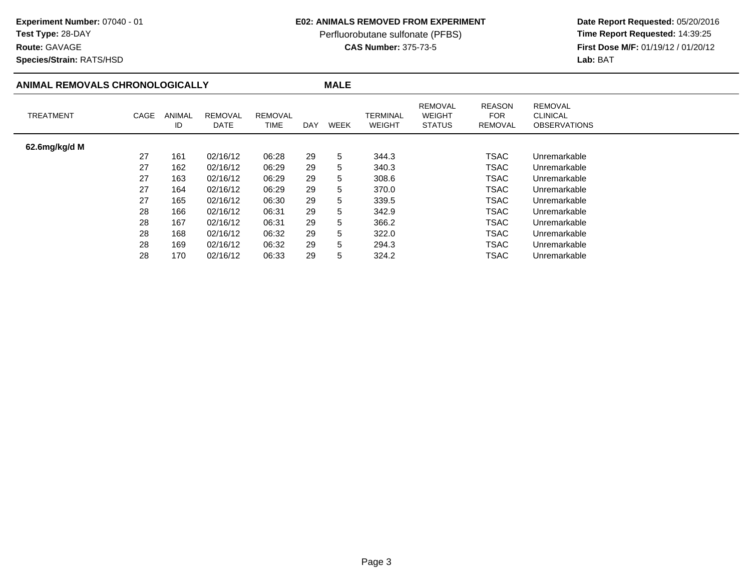**Experiment Number:** 07040 - 01
**Test Type:** 28-DAY
**Route:** GAVAGE
**Species/Strain:** RATS/HSD

**E02: ANIMALS REMOVED FROM EXPERIMENT**
Perfluorobutane sulfonate (PFBS)
**CAS Number:** 375-73-5

**Date Report Requested:** 05/20/2016
**Time Report Requested:** 14:39:25
**First Dose M/F:** 01/19/12 / 01/20/12
**Lab:** BAT

## ANIMAL REMOVALS CHRONOLOGICALLY — MALE

| TREATMENT | CAGE | ANIMAL ID | REMOVAL DATE | REMOVAL TIME | DAY | WEEK | TERMINAL WEIGHT | REMOVAL WEIGHT STATUS | REASON FOR REMOVAL | REMOVAL CLINICAL OBSERVATIONS |
|---|---|---|---|---|---|---|---|---|---|---|
| **62.6mg/kg/d M** | | | | | | | | | | |
| | 27 | 161 | 02/16/12 | 06:28 | 29 | 5 | 344.3 | | TSAC | Unremarkable |
| | 27 | 162 | 02/16/12 | 06:29 | 29 | 5 | 340.3 | | TSAC | Unremarkable |
| | 27 | 163 | 02/16/12 | 06:29 | 29 | 5 | 308.6 | | TSAC | Unremarkable |
| | 27 | 164 | 02/16/12 | 06:29 | 29 | 5 | 370.0 | | TSAC | Unremarkable |
| | 27 | 165 | 02/16/12 | 06:30 | 29 | 5 | 339.5 | | TSAC | Unremarkable |
| | 28 | 166 | 02/16/12 | 06:31 | 29 | 5 | 342.9 | | TSAC | Unremarkable |
| | 28 | 167 | 02/16/12 | 06:31 | 29 | 5 | 366.2 | | TSAC | Unremarkable |
| | 28 | 168 | 02/16/12 | 06:32 | 29 | 5 | 322.0 | | TSAC | Unremarkable |
| | 28 | 169 | 02/16/12 | 06:32 | 29 | 5 | 294.3 | | TSAC | Unremarkable |
| | 28 | 170 | 02/16/12 | 06:33 | 29 | 5 | 324.2 | | TSAC | Unremarkable |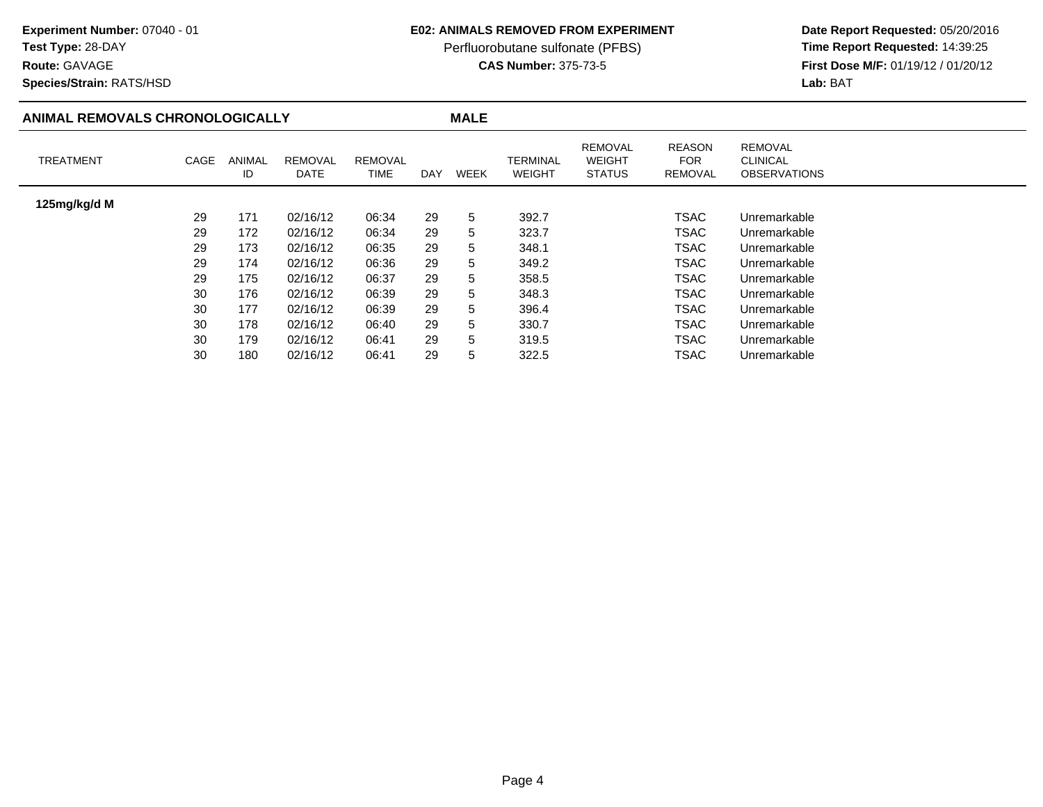**Experiment Number:** 07040 - 01
**Test Type:** 28-DAY
**Route:** GAVAGE
**Species/Strain:** RATS/HSD

**E02: ANIMALS REMOVED FROM EXPERIMENT**
Perfluorobutane sulfonate (PFBS)
**CAS Number:** 375-73-5

**Date Report Requested:** 05/20/2016
**Time Report Requested:** 14:39:25
**First Dose M/F:** 01/19/12 / 01/20/12
**Lab:** BAT

## ANIMAL REMOVALS CHRONOLOGICALLY — MALE

| TREATMENT | CAGE | ANIMAL ID | REMOVAL DATE | REMOVAL TIME | DAY | WEEK | TERMINAL WEIGHT | REMOVAL WEIGHT STATUS | REASON FOR REMOVAL | REMOVAL CLINICAL OBSERVATIONS |
|---|---|---|---|---|---|---|---|---|---|---|
| **125mg/kg/d M** | | | | | | | | | | |
| | 29 | 171 | 02/16/12 | 06:34 | 29 | 5 | 392.7 | | TSAC | Unremarkable |
| | 29 | 172 | 02/16/12 | 06:34 | 29 | 5 | 323.7 | | TSAC | Unremarkable |
| | 29 | 173 | 02/16/12 | 06:35 | 29 | 5 | 348.1 | | TSAC | Unremarkable |
| | 29 | 174 | 02/16/12 | 06:36 | 29 | 5 | 349.2 | | TSAC | Unremarkable |
| | 29 | 175 | 02/16/12 | 06:37 | 29 | 5 | 358.5 | | TSAC | Unremarkable |
| | 30 | 176 | 02/16/12 | 06:39 | 29 | 5 | 348.3 | | TSAC | Unremarkable |
| | 30 | 177 | 02/16/12 | 06:39 | 29 | 5 | 396.4 | | TSAC | Unremarkable |
| | 30 | 178 | 02/16/12 | 06:40 | 29 | 5 | 330.7 | | TSAC | Unremarkable |
| | 30 | 179 | 02/16/12 | 06:41 | 29 | 5 | 319.5 | | TSAC | Unremarkable |
| | 30 | 180 | 02/16/12 | 06:41 | 29 | 5 | 322.5 | | TSAC | Unremarkable |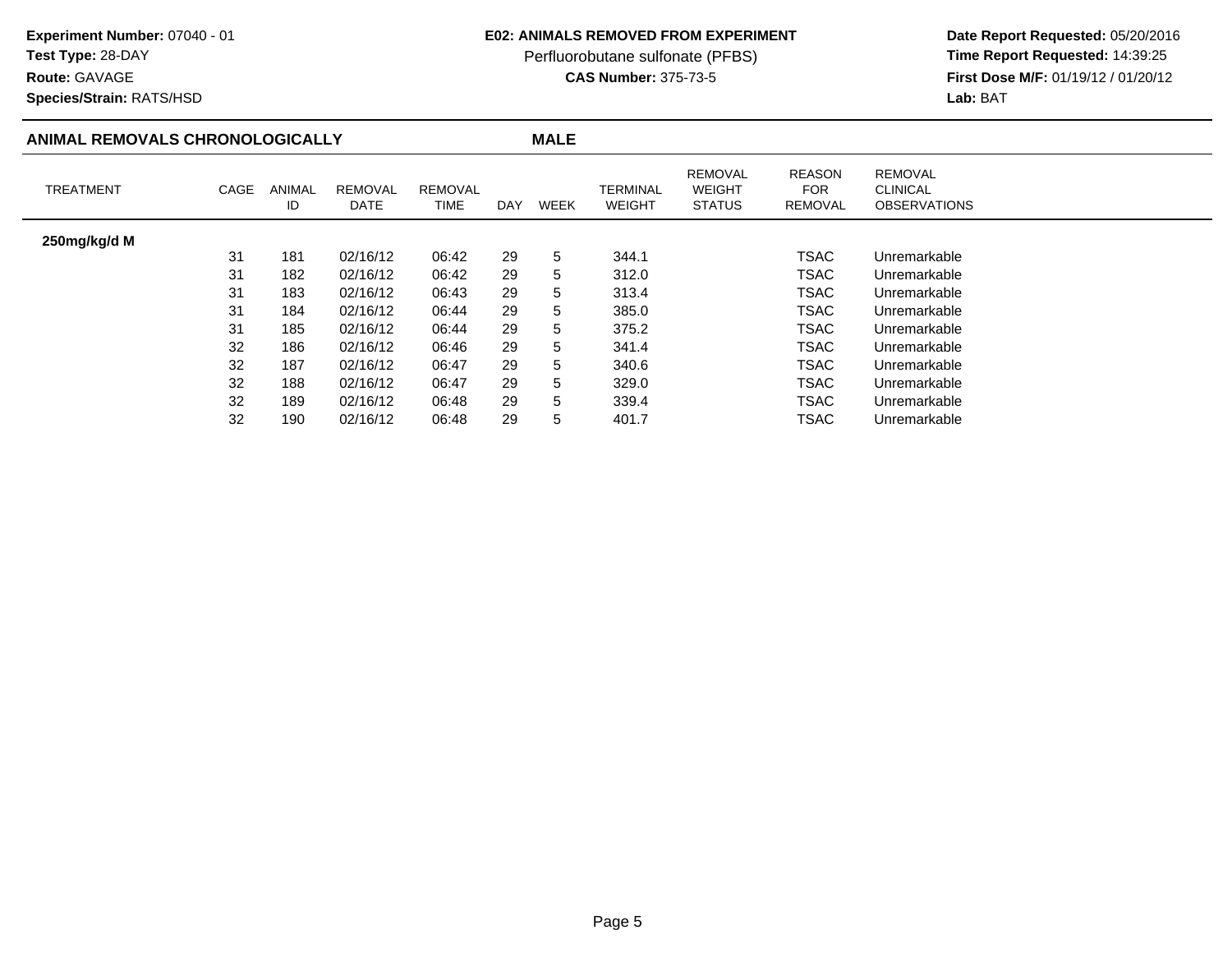**Experiment Number:** 07040 - 01
**Test Type:** 28-DAY
**Route:** GAVAGE
**Species/Strain:** RATS/HSD

**E02: ANIMALS REMOVED FROM EXPERIMENT**
Perfluorobutane sulfonate (PFBS)
**CAS Number:** 375-73-5

**Date Report Requested:** 05/20/2016
**Time Report Requested:** 14:39:25
**First Dose M/F:** 01/19/12 / 01/20/12
**Lab:** BAT

## ANIMAL REMOVALS CHRONOLOGICALLY — MALE

| TREATMENT | CAGE | ANIMAL ID | REMOVAL DATE | REMOVAL TIME | DAY | WEEK | TERMINAL WEIGHT | REMOVAL WEIGHT STATUS | REASON FOR REMOVAL | REMOVAL CLINICAL OBSERVATIONS |
|---|---|---|---|---|---|---|---|---|---|---|
| **250mg/kg/d M** | | | | | | | | | | |
| | 31 | 181 | 02/16/12 | 06:42 | 29 | 5 | 344.1 | | TSAC | Unremarkable |
| | 31 | 182 | 02/16/12 | 06:42 | 29 | 5 | 312.0 | | TSAC | Unremarkable |
| | 31 | 183 | 02/16/12 | 06:43 | 29 | 5 | 313.4 | | TSAC | Unremarkable |
| | 31 | 184 | 02/16/12 | 06:44 | 29 | 5 | 385.0 | | TSAC | Unremarkable |
| | 31 | 185 | 02/16/12 | 06:44 | 29 | 5 | 375.2 | | TSAC | Unremarkable |
| | 32 | 186 | 02/16/12 | 06:46 | 29 | 5 | 341.4 | | TSAC | Unremarkable |
| | 32 | 187 | 02/16/12 | 06:47 | 29 | 5 | 340.6 | | TSAC | Unremarkable |
| | 32 | 188 | 02/16/12 | 06:47 | 29 | 5 | 329.0 | | TSAC | Unremarkable |
| | 32 | 189 | 02/16/12 | 06:48 | 29 | 5 | 339.4 | | TSAC | Unremarkable |
| | 32 | 190 | 02/16/12 | 06:48 | 29 | 5 | 401.7 | | TSAC | Unremarkable |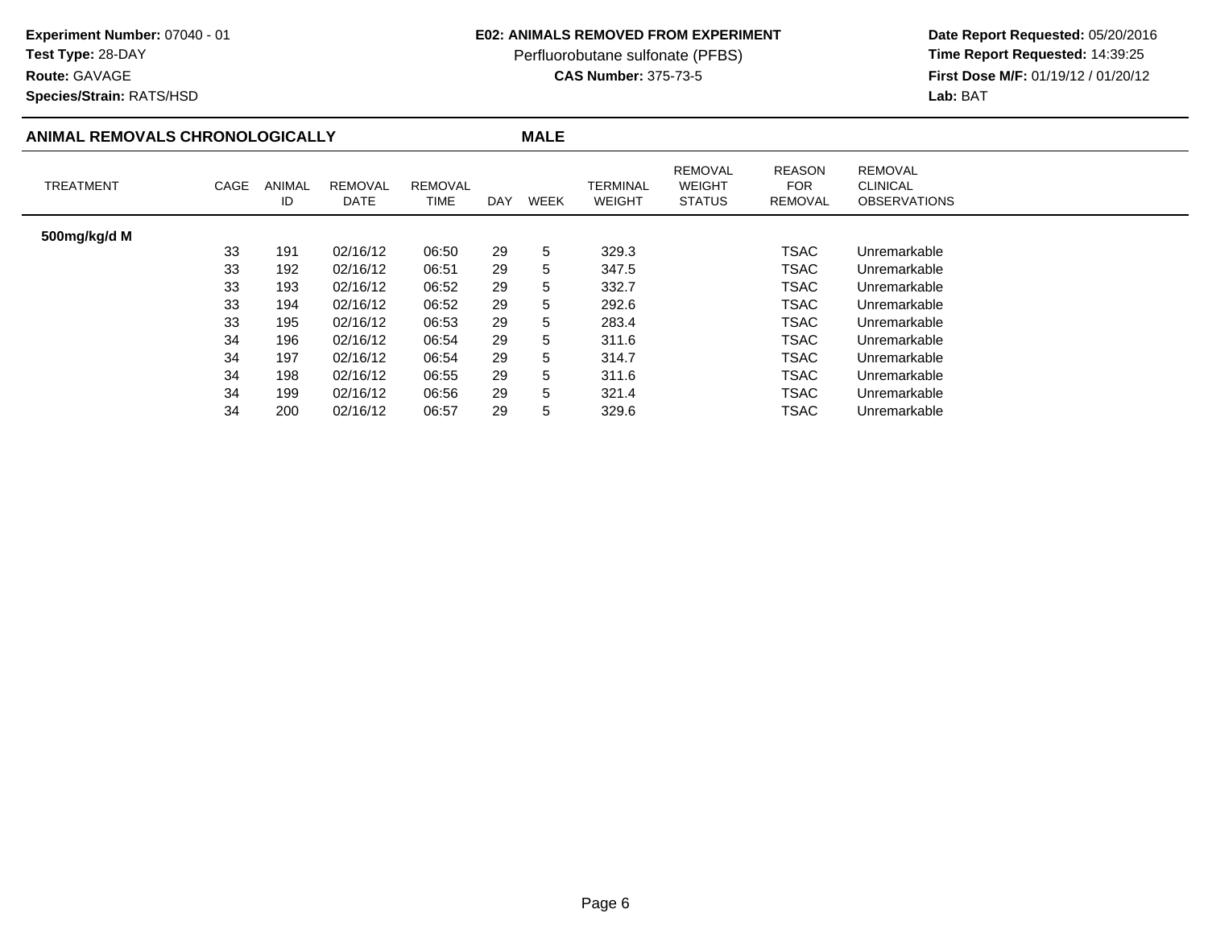**Experiment Number:** 07040 - 01
**Test Type:** 28-DAY
**Route:** GAVAGE
**Species/Strain:** RATS/HSD

**E02: ANIMALS REMOVED FROM EXPERIMENT**
Perfluorobutane sulfonate (PFBS)
**CAS Number:** 375-73-5

**Date Report Requested:** 05/20/2016
**Time Report Requested:** 14:39:25
**First Dose M/F:** 01/19/12 / 01/20/12
**Lab:** BAT

## ANIMAL REMOVALS CHRONOLOGICALLY — MALE

| TREATMENT | CAGE | ANIMAL ID | REMOVAL DATE | REMOVAL TIME | DAY | WEEK | TERMINAL WEIGHT | REMOVAL WEIGHT STATUS | REASON FOR REMOVAL | REMOVAL CLINICAL OBSERVATIONS |
|---|---|---|---|---|---|---|---|---|---|---|
| **500mg/kg/d M** | | | | | | | | | | |
| | 33 | 191 | 02/16/12 | 06:50 | 29 | 5 | 329.3 | | TSAC | Unremarkable |
| | 33 | 192 | 02/16/12 | 06:51 | 29 | 5 | 347.5 | | TSAC | Unremarkable |
| | 33 | 193 | 02/16/12 | 06:52 | 29 | 5 | 332.7 | | TSAC | Unremarkable |
| | 33 | 194 | 02/16/12 | 06:52 | 29 | 5 | 292.6 | | TSAC | Unremarkable |
| | 33 | 195 | 02/16/12 | 06:53 | 29 | 5 | 283.4 | | TSAC | Unremarkable |
| | 34 | 196 | 02/16/12 | 06:54 | 29 | 5 | 311.6 | | TSAC | Unremarkable |
| | 34 | 197 | 02/16/12 | 06:54 | 29 | 5 | 314.7 | | TSAC | Unremarkable |
| | 34 | 198 | 02/16/12 | 06:55 | 29 | 5 | 311.6 | | TSAC | Unremarkable |
| | 34 | 199 | 02/16/12 | 06:56 | 29 | 5 | 321.4 | | TSAC | Unremarkable |
| | 34 | 200 | 02/16/12 | 06:57 | 29 | 5 | 329.6 | | TSAC | Unremarkable |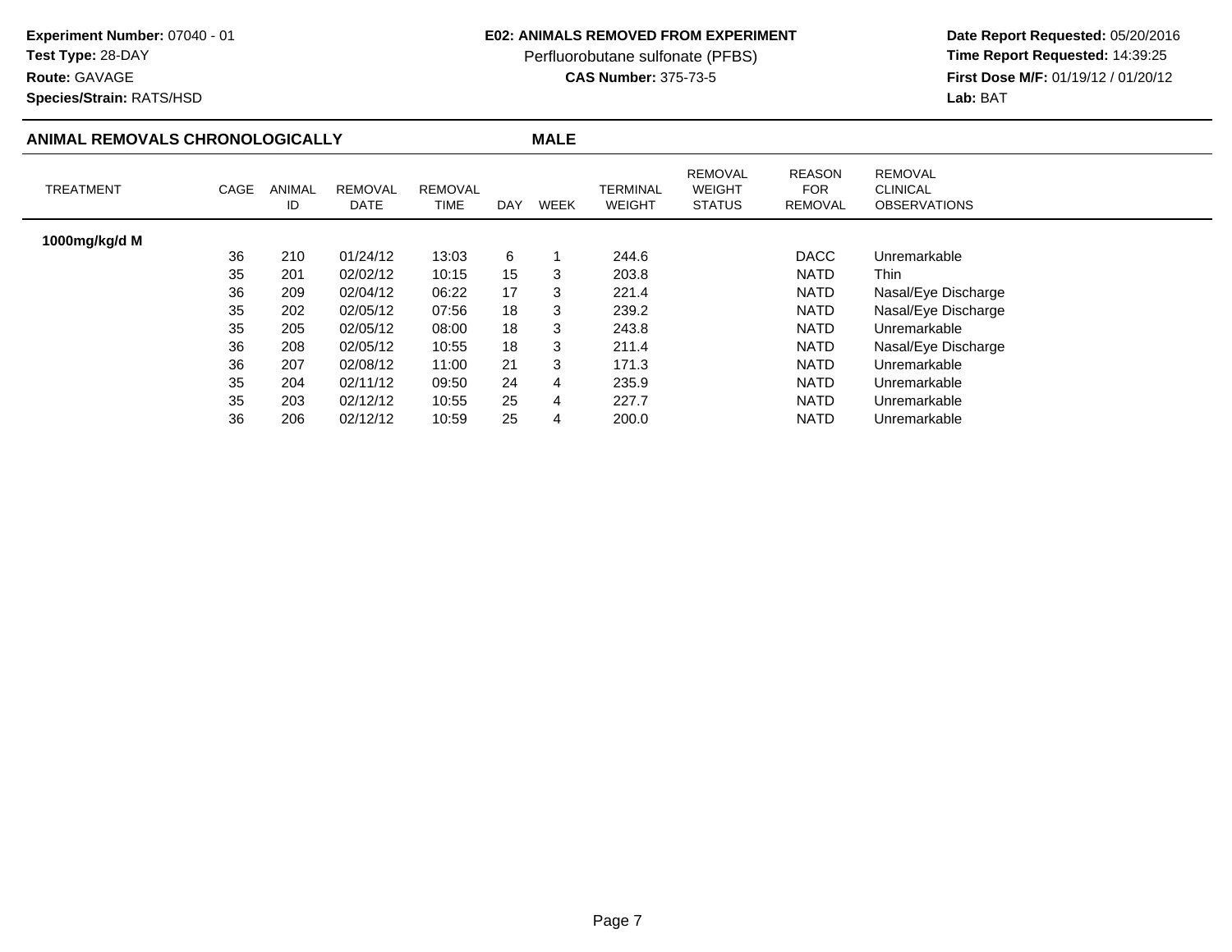**Experiment Number:** 07040 - 01
**Test Type:** 28-DAY
**Route:** GAVAGE
**Species/Strain:** RATS/HSD

**E02: ANIMALS REMOVED FROM EXPERIMENT**
Perfluorobutane sulfonate (PFBS)
**CAS Number:** 375-73-5

**Date Report Requested:** 05/20/2016
**Time Report Requested:** 14:39:25
**First Dose M/F:** 01/19/12 / 01/20/12
**Lab:** BAT

## ANIMAL REMOVALS CHRONOLOGICALLY — MALE

| TREATMENT | CAGE | ANIMAL ID | REMOVAL DATE | REMOVAL TIME | DAY | WEEK | TERMINAL WEIGHT | REMOVAL WEIGHT STATUS | REASON FOR REMOVAL | REMOVAL CLINICAL OBSERVATIONS |
|---|---|---|---|---|---|---|---|---|---|---|
| **1000mg/kg/d M** | | | | | | | | | | |
| | 36 | 210 | 01/24/12 | 13:03 | 6 | 1 | 244.6 | | DACC | Unremarkable |
| | 35 | 201 | 02/02/12 | 10:15 | 15 | 3 | 203.8 | | NATD | Thin |
| | 36 | 209 | 02/04/12 | 06:22 | 17 | 3 | 221.4 | | NATD | Nasal/Eye Discharge |
| | 35 | 202 | 02/05/12 | 07:56 | 18 | 3 | 239.2 | | NATD | Nasal/Eye Discharge |
| | 35 | 205 | 02/05/12 | 08:00 | 18 | 3 | 243.8 | | NATD | Unremarkable |
| | 36 | 208 | 02/05/12 | 10:55 | 18 | 3 | 211.4 | | NATD | Nasal/Eye Discharge |
| | 36 | 207 | 02/08/12 | 11:00 | 21 | 3 | 171.3 | | NATD | Unremarkable |
| | 35 | 204 | 02/11/12 | 09:50 | 24 | 4 | 235.9 | | NATD | Unremarkable |
| | 35 | 203 | 02/12/12 | 10:55 | 25 | 4 | 227.7 | | NATD | Unremarkable |
| | 36 | 206 | 02/12/12 | 10:59 | 25 | 4 | 200.0 | | NATD | Unremarkable |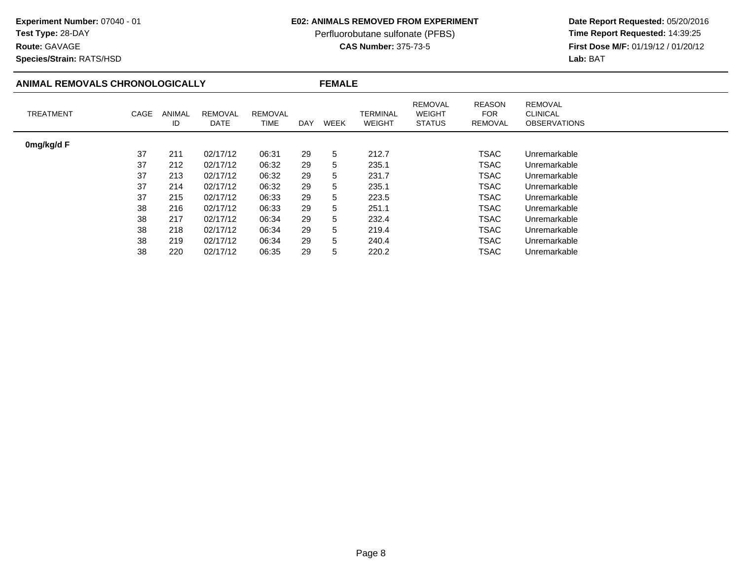**Experiment Number:** 07040 - 01
**Test Type:** 28-DAY
**Route:** GAVAGE
**Species/Strain:** RATS/HSD

**E02: ANIMALS REMOVED FROM EXPERIMENT**
Perfluorobutane sulfonate (PFBS)
**CAS Number:** 375-73-5

**Date Report Requested:** 05/20/2016
**Time Report Requested:** 14:39:25
**First Dose M/F:** 01/19/12 / 01/20/12
**Lab:** BAT

## ANIMAL REMOVALS CHRONOLOGICALLY — FEMALE

| TREATMENT | CAGE | ANIMAL ID | REMOVAL DATE | REMOVAL TIME | DAY | WEEK | TERMINAL WEIGHT | REMOVAL WEIGHT STATUS | REASON FOR REMOVAL | REMOVAL CLINICAL OBSERVATIONS |
|---|---|---|---|---|---|---|---|---|---|---|
| **0mg/kg/d F** | | | | | | | | | | |
| | 37 | 211 | 02/17/12 | 06:31 | 29 | 5 | 212.7 | | TSAC | Unremarkable |
| | 37 | 212 | 02/17/12 | 06:32 | 29 | 5 | 235.1 | | TSAC | Unremarkable |
| | 37 | 213 | 02/17/12 | 06:32 | 29 | 5 | 231.7 | | TSAC | Unremarkable |
| | 37 | 214 | 02/17/12 | 06:32 | 29 | 5 | 235.1 | | TSAC | Unremarkable |
| | 37 | 215 | 02/17/12 | 06:33 | 29 | 5 | 223.5 | | TSAC | Unremarkable |
| | 38 | 216 | 02/17/12 | 06:33 | 29 | 5 | 251.1 | | TSAC | Unremarkable |
| | 38 | 217 | 02/17/12 | 06:34 | 29 | 5 | 232.4 | | TSAC | Unremarkable |
| | 38 | 218 | 02/17/12 | 06:34 | 29 | 5 | 219.4 | | TSAC | Unremarkable |
| | 38 | 219 | 02/17/12 | 06:34 | 29 | 5 | 240.4 | | TSAC | Unremarkable |
| | 38 | 220 | 02/17/12 | 06:35 | 29 | 5 | 220.2 | | TSAC | Unremarkable |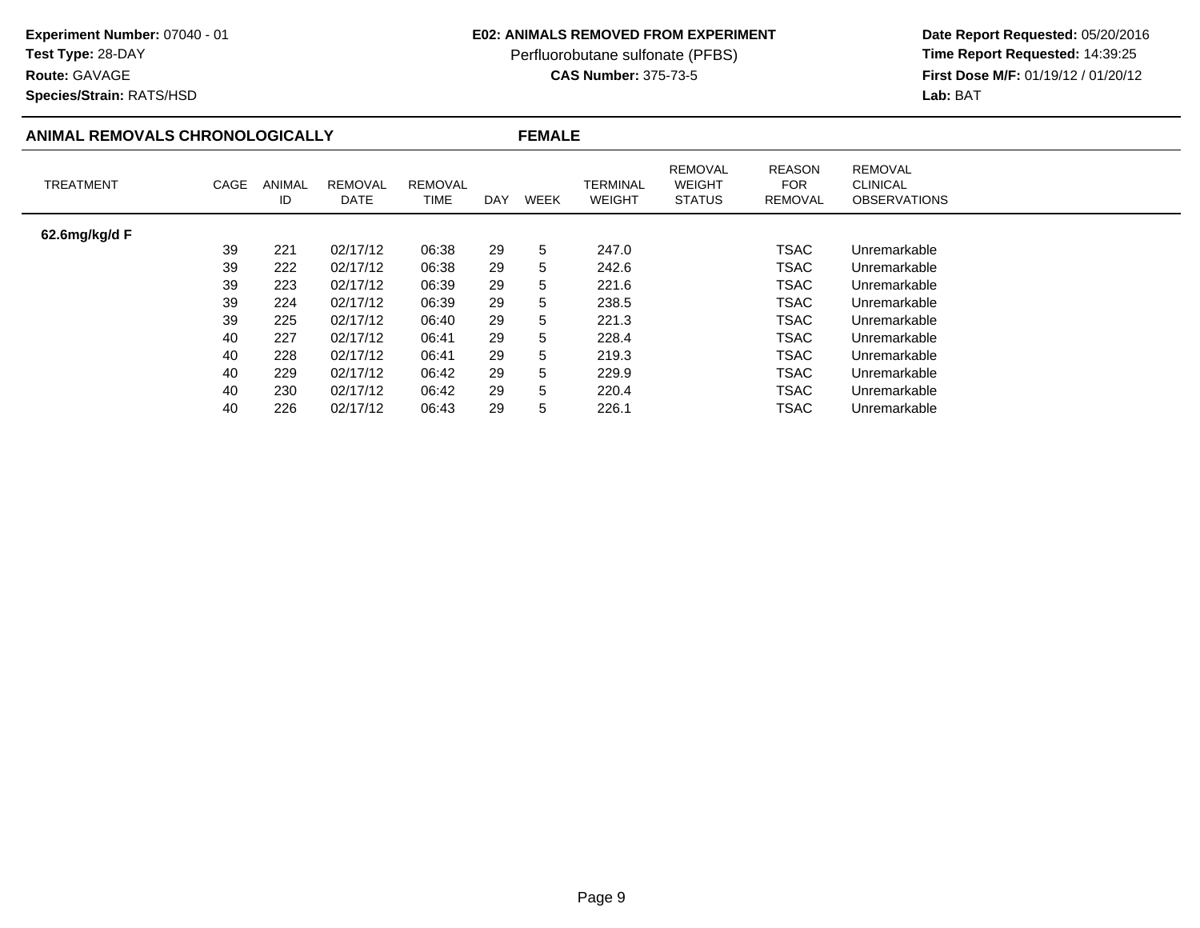**Experiment Number:** 07040 - 01
**Test Type:** 28-DAY
**Route:** GAVAGE
**Species/Strain:** RATS/HSD

**E02: ANIMALS REMOVED FROM EXPERIMENT**
Perfluorobutane sulfonate (PFBS)
**CAS Number:** 375-73-5

**Date Report Requested:** 05/20/2016
**Time Report Requested:** 14:39:25
**First Dose M/F:** 01/19/12 / 01/20/12
**Lab:** BAT

## ANIMAL REMOVALS CHRONOLOGICALLY — FEMALE

| TREATMENT | CAGE | ANIMAL ID | REMOVAL DATE | REMOVAL TIME | DAY | WEEK | TERMINAL WEIGHT | REMOVAL WEIGHT STATUS | REASON FOR REMOVAL | REMOVAL CLINICAL OBSERVATIONS |
|---|---|---|---|---|---|---|---|---|---|---|
| **62.6mg/kg/d F** | | | | | | | | | | |
| | 39 | 221 | 02/17/12 | 06:38 | 29 | 5 | 247.0 | | TSAC | Unremarkable |
| | 39 | 222 | 02/17/12 | 06:38 | 29 | 5 | 242.6 | | TSAC | Unremarkable |
| | 39 | 223 | 02/17/12 | 06:39 | 29 | 5 | 221.6 | | TSAC | Unremarkable |
| | 39 | 224 | 02/17/12 | 06:39 | 29 | 5 | 238.5 | | TSAC | Unremarkable |
| | 39 | 225 | 02/17/12 | 06:40 | 29 | 5 | 221.3 | | TSAC | Unremarkable |
| | 40 | 227 | 02/17/12 | 06:41 | 29 | 5 | 228.4 | | TSAC | Unremarkable |
| | 40 | 228 | 02/17/12 | 06:41 | 29 | 5 | 219.3 | | TSAC | Unremarkable |
| | 40 | 229 | 02/17/12 | 06:42 | 29 | 5 | 229.9 | | TSAC | Unremarkable |
| | 40 | 230 | 02/17/12 | 06:42 | 29 | 5 | 220.4 | | TSAC | Unremarkable |
| | 40 | 226 | 02/17/12 | 06:43 | 29 | 5 | 226.1 | | TSAC | Unremarkable |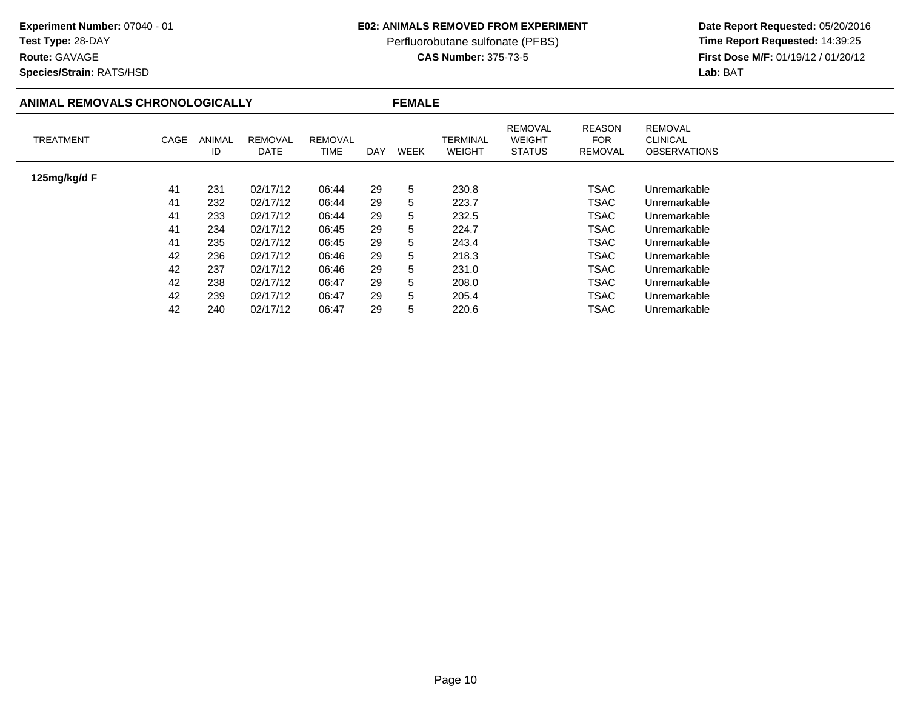**Experiment Number:** 07040 - 01
**Test Type:** 28-DAY
**Route:** GAVAGE
**Species/Strain:** RATS/HSD

**E02: ANIMALS REMOVED FROM EXPERIMENT**
Perfluorobutane sulfonate (PFBS)
**CAS Number:** 375-73-5

**Date Report Requested:** 05/20/2016
**Time Report Requested:** 14:39:25
**First Dose M/F:** 01/19/12 / 01/20/12
**Lab:** BAT

## ANIMAL REMOVALS CHRONOLOGICALLY — FEMALE

| TREATMENT | CAGE | ANIMAL ID | REMOVAL DATE | REMOVAL TIME | DAY | WEEK | TERMINAL WEIGHT | REMOVAL WEIGHT STATUS | REASON FOR REMOVAL | REMOVAL CLINICAL OBSERVATIONS |
|---|---|---|---|---|---|---|---|---|---|---|
| **125mg/kg/d F** | | | | | | | | | | |
| | 41 | 231 | 02/17/12 | 06:44 | 29 | 5 | 230.8 | | TSAC | Unremarkable |
| | 41 | 232 | 02/17/12 | 06:44 | 29 | 5 | 223.7 | | TSAC | Unremarkable |
| | 41 | 233 | 02/17/12 | 06:44 | 29 | 5 | 232.5 | | TSAC | Unremarkable |
| | 41 | 234 | 02/17/12 | 06:45 | 29 | 5 | 224.7 | | TSAC | Unremarkable |
| | 41 | 235 | 02/17/12 | 06:45 | 29 | 5 | 243.4 | | TSAC | Unremarkable |
| | 42 | 236 | 02/17/12 | 06:46 | 29 | 5 | 218.3 | | TSAC | Unremarkable |
| | 42 | 237 | 02/17/12 | 06:46 | 29 | 5 | 231.0 | | TSAC | Unremarkable |
| | 42 | 238 | 02/17/12 | 06:47 | 29 | 5 | 208.0 | | TSAC | Unremarkable |
| | 42 | 239 | 02/17/12 | 06:47 | 29 | 5 | 205.4 | | TSAC | Unremarkable |
| | 42 | 240 | 02/17/12 | 06:47 | 29 | 5 | 220.6 | | TSAC | Unremarkable |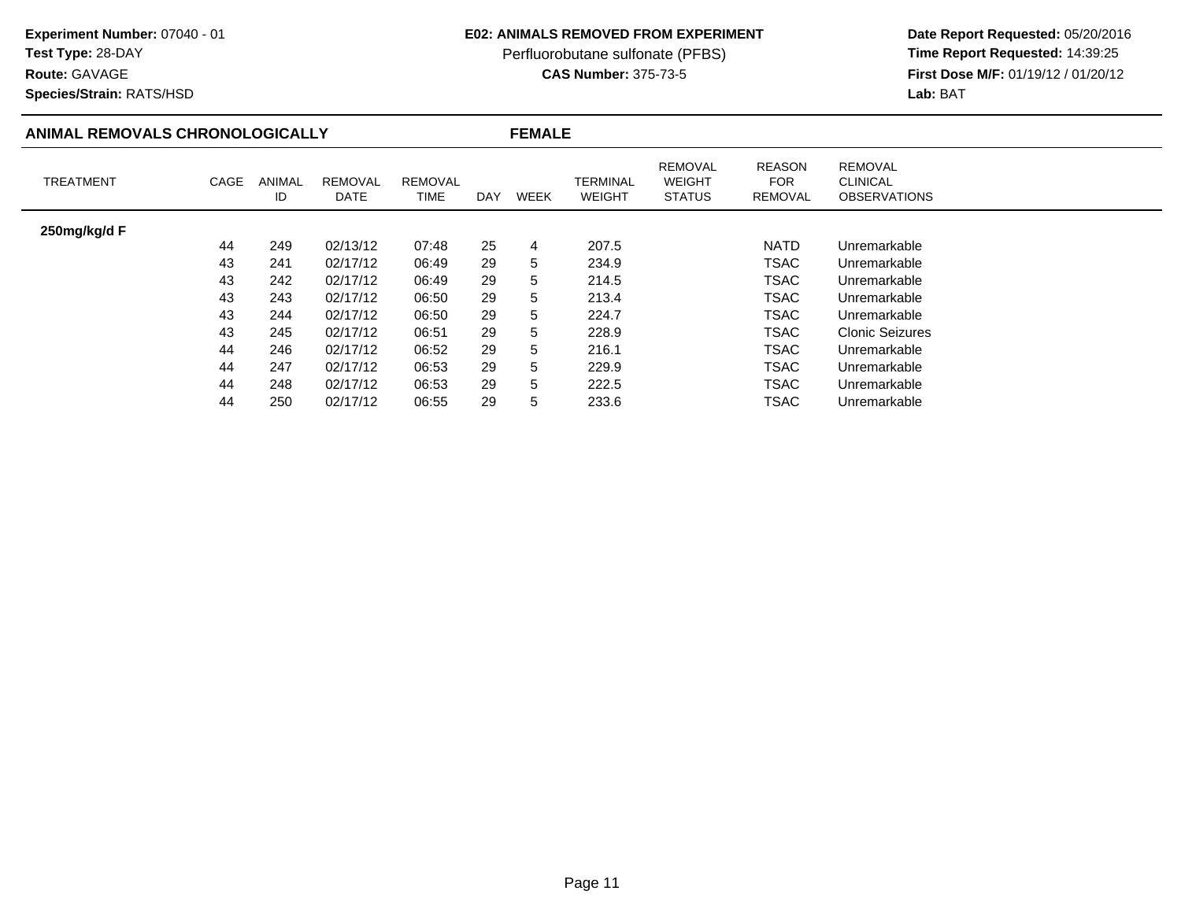**Experiment Number:** 07040 - 01
**Test Type:** 28-DAY
**Route:** GAVAGE
**Species/Strain:** RATS/HSD

# E02: ANIMALS REMOVED FROM EXPERIMENT

Perfluorobutane sulfonate (PFBS)
**CAS Number:** 375-73-5

**Date Report Requested:** 05/20/2016
**Time Report Requested:** 14:39:25
**First Dose M/F:** 01/19/12 / 01/20/12
**Lab:** BAT

## ANIMAL REMOVALS CHRONOLOGICALLY — FEMALE

| TREATMENT | CAGE | ANIMAL ID | REMOVAL DATE | REMOVAL TIME | DAY | WEEK | TERMINAL WEIGHT | REMOVAL WEIGHT STATUS | REASON FOR REMOVAL | REMOVAL CLINICAL OBSERVATIONS |
|---|---|---|---|---|---|---|---|---|---|---|
| **250mg/kg/d F** | | | | | | | | | | |
| | 44 | 249 | 02/13/12 | 07:48 | 25 | 4 | 207.5 | | NATD | Unremarkable |
| | 43 | 241 | 02/17/12 | 06:49 | 29 | 5 | 234.9 | | TSAC | Unremarkable |
| | 43 | 242 | 02/17/12 | 06:49 | 29 | 5 | 214.5 | | TSAC | Unremarkable |
| | 43 | 243 | 02/17/12 | 06:50 | 29 | 5 | 213.4 | | TSAC | Unremarkable |
| | 43 | 244 | 02/17/12 | 06:50 | 29 | 5 | 224.7 | | TSAC | Unremarkable |
| | 43 | 245 | 02/17/12 | 06:51 | 29 | 5 | 228.9 | | TSAC | Clonic Seizures |
| | 44 | 246 | 02/17/12 | 06:52 | 29 | 5 | 216.1 | | TSAC | Unremarkable |
| | 44 | 247 | 02/17/12 | 06:53 | 29 | 5 | 229.9 | | TSAC | Unremarkable |
| | 44 | 248 | 02/17/12 | 06:53 | 29 | 5 | 222.5 | | TSAC | Unremarkable |
| | 44 | 250 | 02/17/12 | 06:55 | 29 | 5 | 233.6 | | TSAC | Unremarkable |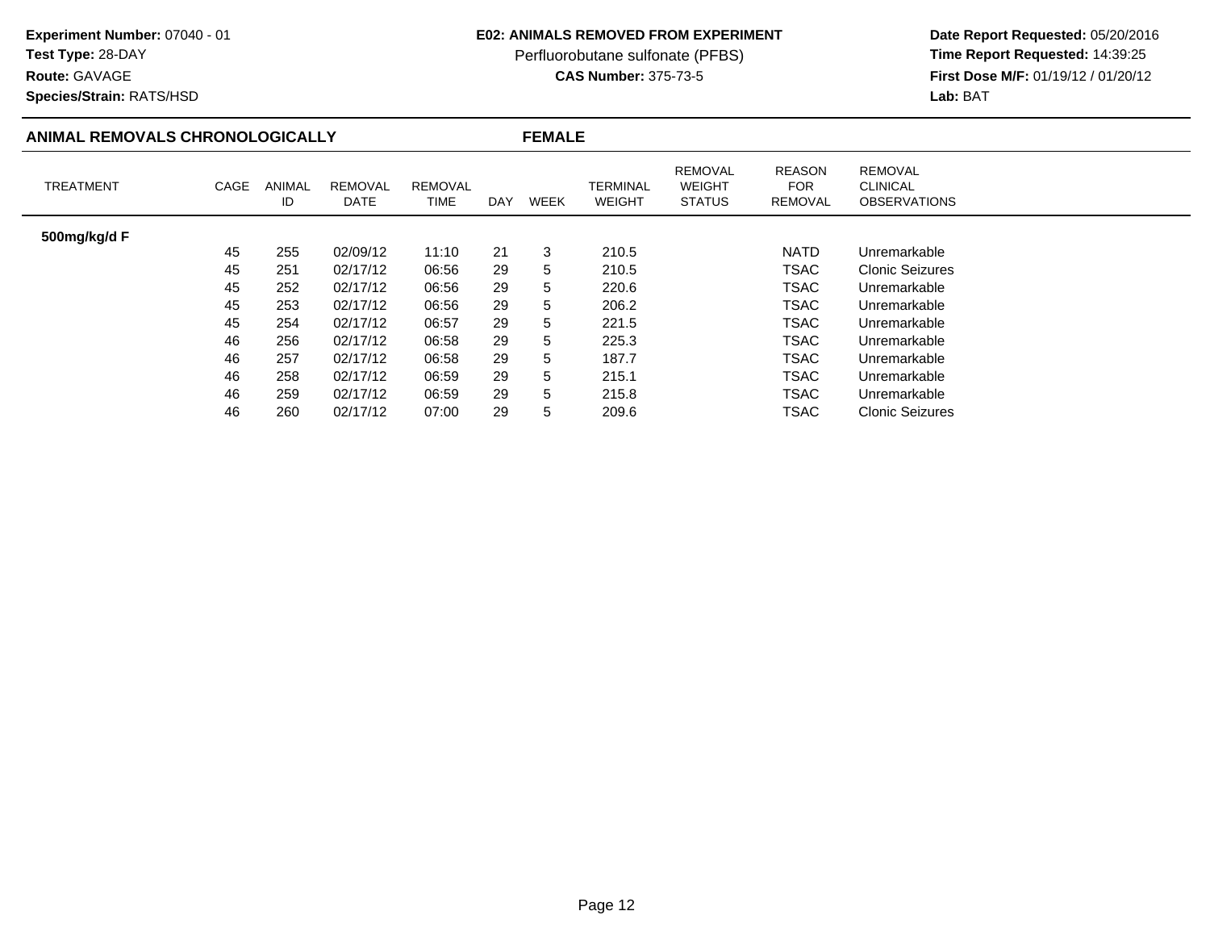**Experiment Number:** 07040 - 01
**Test Type:** 28-DAY
**Route:** GAVAGE
**Species/Strain:** RATS/HSD

**E02: ANIMALS REMOVED FROM EXPERIMENT**
Perfluorobutane sulfonate (PFBS)
**CAS Number:** 375-73-5

**Date Report Requested:** 05/20/2016
**Time Report Requested:** 14:39:25
**First Dose M/F:** 01/19/12 / 01/20/12
**Lab:** BAT

## ANIMAL REMOVALS CHRONOLOGICALLY — FEMALE

| TREATMENT | CAGE | ANIMAL ID | REMOVAL DATE | REMOVAL TIME | DAY | WEEK | TERMINAL WEIGHT | REMOVAL WEIGHT STATUS | REASON FOR REMOVAL | REMOVAL CLINICAL OBSERVATIONS |
|---|---|---|---|---|---|---|---|---|---|---|
| **500mg/kg/d F** | | | | | | | | | | |
| | 45 | 255 | 02/09/12 | 11:10 | 21 | 3 | 210.5 | | NATD | Unremarkable |
| | 45 | 251 | 02/17/12 | 06:56 | 29 | 5 | 210.5 | | TSAC | Clonic Seizures |
| | 45 | 252 | 02/17/12 | 06:56 | 29 | 5 | 220.6 | | TSAC | Unremarkable |
| | 45 | 253 | 02/17/12 | 06:56 | 29 | 5 | 206.2 | | TSAC | Unremarkable |
| | 45 | 254 | 02/17/12 | 06:57 | 29 | 5 | 221.5 | | TSAC | Unremarkable |
| | 46 | 256 | 02/17/12 | 06:58 | 29 | 5 | 225.3 | | TSAC | Unremarkable |
| | 46 | 257 | 02/17/12 | 06:58 | 29 | 5 | 187.7 | | TSAC | Unremarkable |
| | 46 | 258 | 02/17/12 | 06:59 | 29 | 5 | 215.1 | | TSAC | Unremarkable |
| | 46 | 259 | 02/17/12 | 06:59 | 29 | 5 | 215.8 | | TSAC | Unremarkable |
| | 46 | 260 | 02/17/12 | 07:00 | 29 | 5 | 209.6 | | TSAC | Clonic Seizures |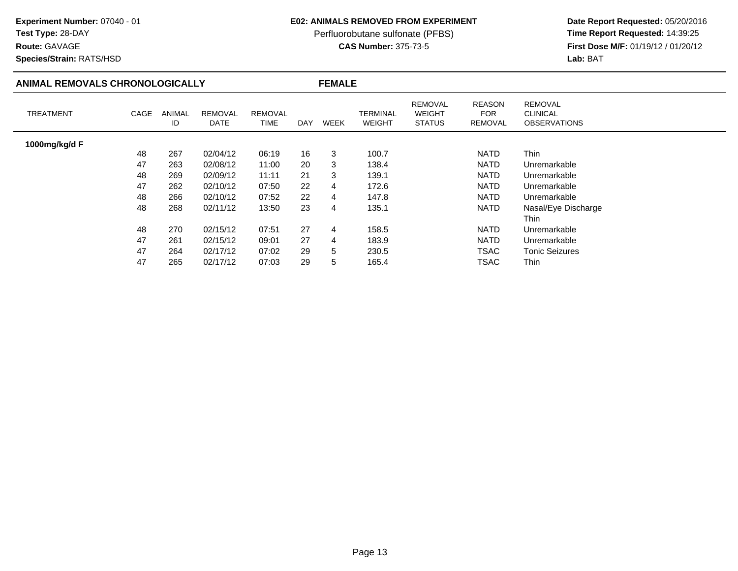**Experiment Number:** 07040 - 01
**Test Type:** 28-DAY
**Route:** GAVAGE
**Species/Strain:** RATS/HSD

**E02: ANIMALS REMOVED FROM EXPERIMENT**
Perfluorobutane sulfonate (PFBS)
**CAS Number:** 375-73-5

**Date Report Requested:** 05/20/2016
**Time Report Requested:** 14:39:25
**First Dose M/F:** 01/19/12 / 01/20/12
**Lab:** BAT

## ANIMAL REMOVALS CHRONOLOGICALLY — FEMALE

| TREATMENT | CAGE | ANIMAL ID | REMOVAL DATE | REMOVAL TIME | DAY | WEEK | TERMINAL WEIGHT | REMOVAL WEIGHT STATUS | REASON FOR REMOVAL | REMOVAL CLINICAL OBSERVATIONS |
|---|---|---|---|---|---|---|---|---|---|---|
| **1000mg/kg/d F** | | | | | | | | | | |
| | 48 | 267 | 02/04/12 | 06:19 | 16 | 3 | 100.7 | | NATD | Thin |
| | 47 | 263 | 02/08/12 | 11:00 | 20 | 3 | 138.4 | | NATD | Unremarkable |
| | 48 | 269 | 02/09/12 | 11:11 | 21 | 3 | 139.1 | | NATD | Unremarkable |
| | 47 | 262 | 02/10/12 | 07:50 | 22 | 4 | 172.6 | | NATD | Unremarkable |
| | 48 | 266 | 02/10/12 | 07:52 | 22 | 4 | 147.8 | | NATD | Unremarkable |
| | 48 | 268 | 02/11/12 | 13:50 | 23 | 4 | 135.1 | | NATD | Nasal/Eye Discharge<br>Thin |
| | 48 | 270 | 02/15/12 | 07:51 | 27 | 4 | 158.5 | | NATD | Unremarkable |
| | 47 | 261 | 02/15/12 | 09:01 | 27 | 4 | 183.9 | | NATD | Unremarkable |
| | 47 | 264 | 02/17/12 | 07:02 | 29 | 5 | 230.5 | | TSAC | Tonic Seizures |
| | 47 | 265 | 02/17/12 | 07:03 | 29 | 5 | 165.4 | | TSAC | Thin |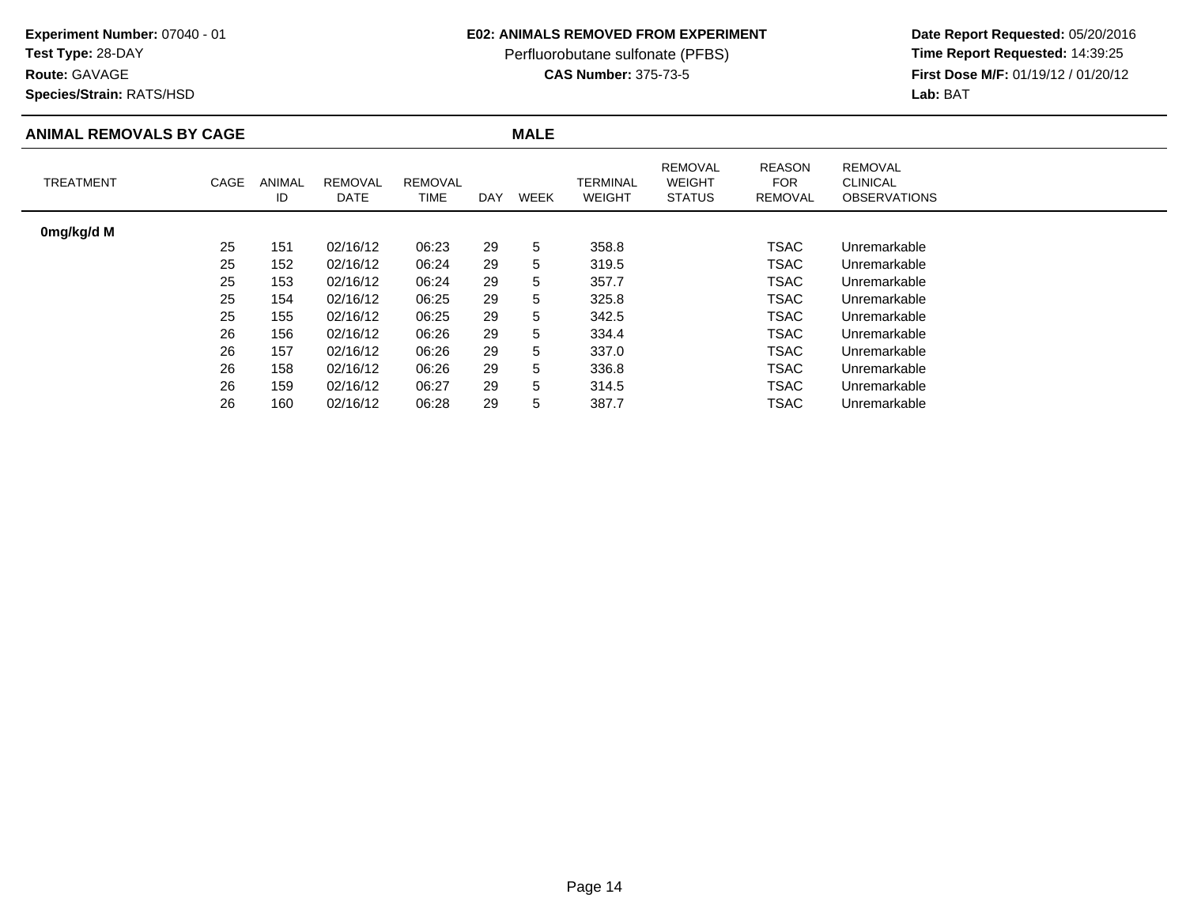**Experiment Number:** 07040 - 01
**Test Type:** 28-DAY
**Route:** GAVAGE
**Species/Strain:** RATS/HSD

**E02: ANIMALS REMOVED FROM EXPERIMENT**
Perfluorobutane sulfonate (PFBS)
**CAS Number:** 375-73-5

**Date Report Requested:** 05/20/2016
**Time Report Requested:** 14:39:25
**First Dose M/F:** 01/19/12 / 01/20/12
**Lab:** BAT

## ANIMAL REMOVALS BY CAGE — MALE

| TREATMENT | CAGE | ANIMAL ID | REMOVAL DATE | REMOVAL TIME | DAY | WEEK | TERMINAL WEIGHT | REMOVAL WEIGHT STATUS | REASON FOR REMOVAL | REMOVAL CLINICAL OBSERVATIONS |
|---|---|---|---|---|---|---|---|---|---|---|
| **0mg/kg/d M** | | | | | | | | | | |
| | 25 | 151 | 02/16/12 | 06:23 | 29 | 5 | 358.8 | | TSAC | Unremarkable |
| | 25 | 152 | 02/16/12 | 06:24 | 29 | 5 | 319.5 | | TSAC | Unremarkable |
| | 25 | 153 | 02/16/12 | 06:24 | 29 | 5 | 357.7 | | TSAC | Unremarkable |
| | 25 | 154 | 02/16/12 | 06:25 | 29 | 5 | 325.8 | | TSAC | Unremarkable |
| | 25 | 155 | 02/16/12 | 06:25 | 29 | 5 | 342.5 | | TSAC | Unremarkable |
| | 26 | 156 | 02/16/12 | 06:26 | 29 | 5 | 334.4 | | TSAC | Unremarkable |
| | 26 | 157 | 02/16/12 | 06:26 | 29 | 5 | 337.0 | | TSAC | Unremarkable |
| | 26 | 158 | 02/16/12 | 06:26 | 29 | 5 | 336.8 | | TSAC | Unremarkable |
| | 26 | 159 | 02/16/12 | 06:27 | 29 | 5 | 314.5 | | TSAC | Unremarkable |
| | 26 | 160 | 02/16/12 | 06:28 | 29 | 5 | 387.7 | | TSAC | Unremarkable |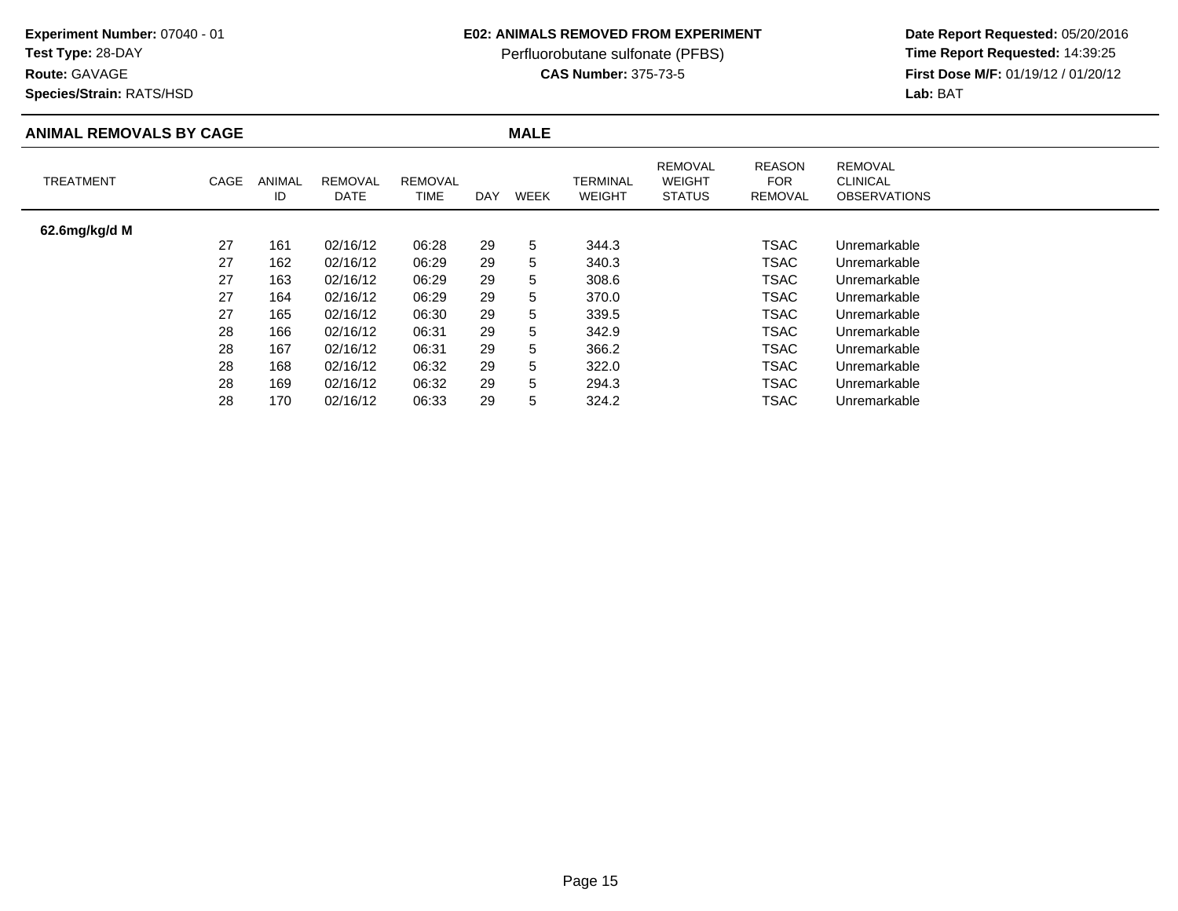**Experiment Number:** 07040 - 01
**Test Type:** 28-DAY
**Route:** GAVAGE
**Species/Strain:** RATS/HSD

**E02: ANIMALS REMOVED FROM EXPERIMENT**
Perfluorobutane sulfonate (PFBS)
**CAS Number:** 375-73-5

**Date Report Requested:** 05/20/2016
**Time Report Requested:** 14:39:25
**First Dose M/F:** 01/19/12 / 01/20/12
**Lab:** BAT

## ANIMAL REMOVALS BY CAGE — MALE

| TREATMENT | CAGE | ANIMAL ID | REMOVAL DATE | REMOVAL TIME | DAY | WEEK | TERMINAL WEIGHT | REMOVAL WEIGHT STATUS | REASON FOR REMOVAL | REMOVAL CLINICAL OBSERVATIONS |
|---|---|---|---|---|---|---|---|---|---|---|
| **62.6mg/kg/d M** | | | | | | | | | | |
| | 27 | 161 | 02/16/12 | 06:28 | 29 | 5 | 344.3 | | TSAC | Unremarkable |
| | 27 | 162 | 02/16/12 | 06:29 | 29 | 5 | 340.3 | | TSAC | Unremarkable |
| | 27 | 163 | 02/16/12 | 06:29 | 29 | 5 | 308.6 | | TSAC | Unremarkable |
| | 27 | 164 | 02/16/12 | 06:29 | 29 | 5 | 370.0 | | TSAC | Unremarkable |
| | 27 | 165 | 02/16/12 | 06:30 | 29 | 5 | 339.5 | | TSAC | Unremarkable |
| | 28 | 166 | 02/16/12 | 06:31 | 29 | 5 | 342.9 | | TSAC | Unremarkable |
| | 28 | 167 | 02/16/12 | 06:31 | 29 | 5 | 366.2 | | TSAC | Unremarkable |
| | 28 | 168 | 02/16/12 | 06:32 | 29 | 5 | 322.0 | | TSAC | Unremarkable |
| | 28 | 169 | 02/16/12 | 06:32 | 29 | 5 | 294.3 | | TSAC | Unremarkable |
| | 28 | 170 | 02/16/12 | 06:33 | 29 | 5 | 324.2 | | TSAC | Unremarkable |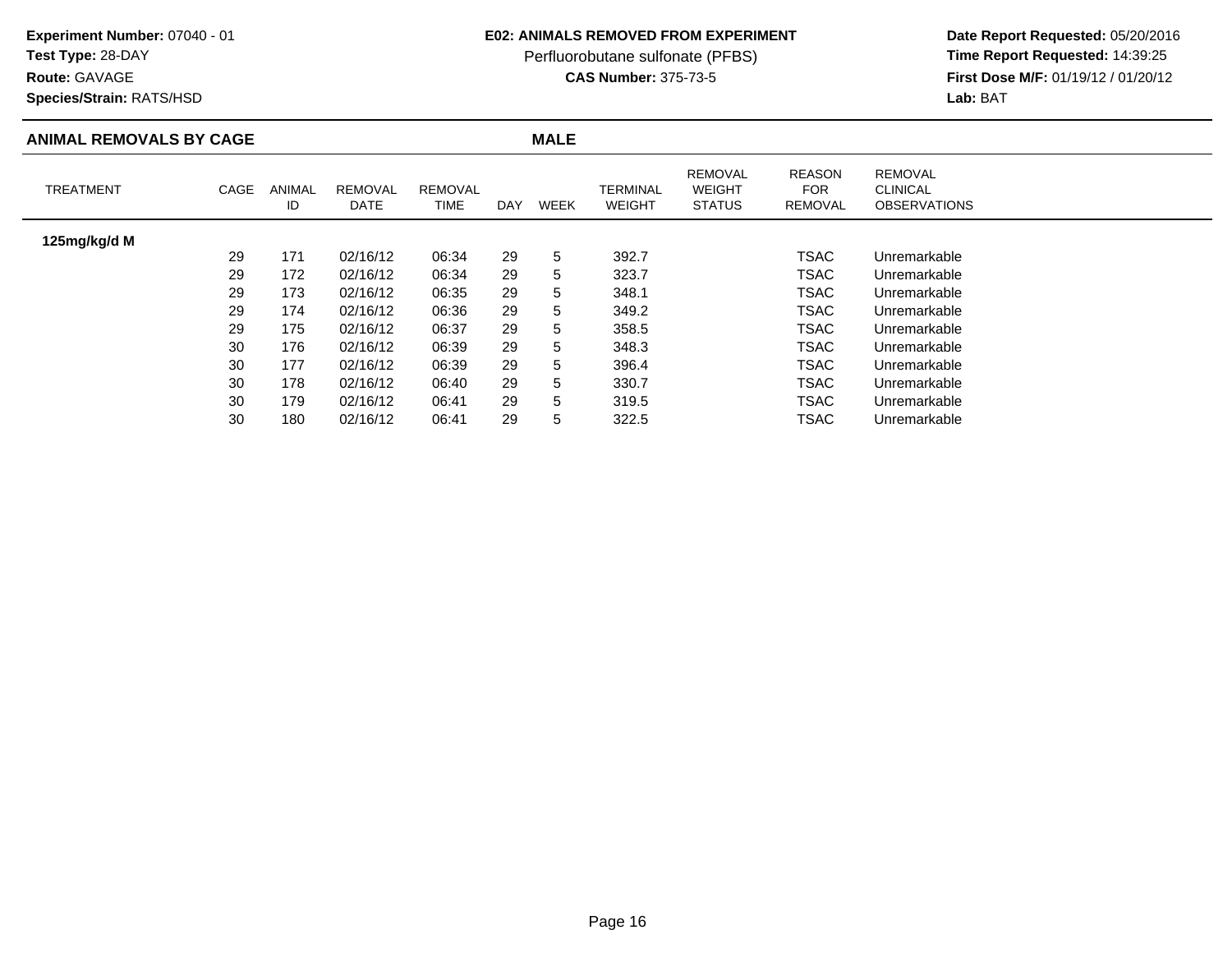**Experiment Number:** 07040 - 01
**Test Type:** 28-DAY
**Route:** GAVAGE
**Species/Strain:** RATS/HSD

**E02: ANIMALS REMOVED FROM EXPERIMENT**
Perfluorobutane sulfonate (PFBS)
**CAS Number:** 375-73-5

**Date Report Requested:** 05/20/2016
**Time Report Requested:** 14:39:25
**First Dose M/F:** 01/19/12 / 01/20/12
**Lab:** BAT

## ANIMAL REMOVALS BY CAGE — MALE

| TREATMENT | CAGE | ANIMAL ID | REMOVAL DATE | REMOVAL TIME | DAY | WEEK | TERMINAL WEIGHT | REMOVAL WEIGHT STATUS | REASON FOR REMOVAL | REMOVAL CLINICAL OBSERVATIONS |
|---|---|---|---|---|---|---|---|---|---|---|
| **125mg/kg/d M** | | | | | | | | | | |
| | 29 | 171 | 02/16/12 | 06:34 | 29 | 5 | 392.7 | | TSAC | Unremarkable |
| | 29 | 172 | 02/16/12 | 06:34 | 29 | 5 | 323.7 | | TSAC | Unremarkable |
| | 29 | 173 | 02/16/12 | 06:35 | 29 | 5 | 348.1 | | TSAC | Unremarkable |
| | 29 | 174 | 02/16/12 | 06:36 | 29 | 5 | 349.2 | | TSAC | Unremarkable |
| | 29 | 175 | 02/16/12 | 06:37 | 29 | 5 | 358.5 | | TSAC | Unremarkable |
| | 30 | 176 | 02/16/12 | 06:39 | 29 | 5 | 348.3 | | TSAC | Unremarkable |
| | 30 | 177 | 02/16/12 | 06:39 | 29 | 5 | 396.4 | | TSAC | Unremarkable |
| | 30 | 178 | 02/16/12 | 06:40 | 29 | 5 | 330.7 | | TSAC | Unremarkable |
| | 30 | 179 | 02/16/12 | 06:41 | 29 | 5 | 319.5 | | TSAC | Unremarkable |
| | 30 | 180 | 02/16/12 | 06:41 | 29 | 5 | 322.5 | | TSAC | Unremarkable |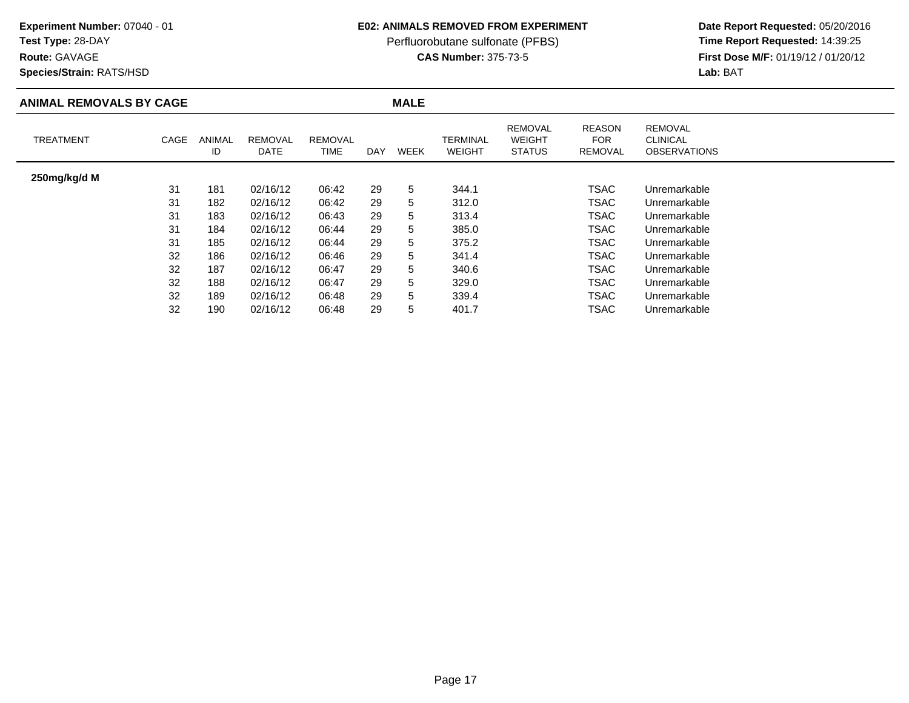**Experiment Number:** 07040 - 01
**Test Type:** 28-DAY
**Route:** GAVAGE
**Species/Strain:** RATS/HSD

**E02: ANIMALS REMOVED FROM EXPERIMENT**
Perfluorobutane sulfonate (PFBS)
**CAS Number:** 375-73-5

**Date Report Requested:** 05/20/2016
**Time Report Requested:** 14:39:25
**First Dose M/F:** 01/19/12 / 01/20/12
**Lab:** BAT

## ANIMAL REMOVALS BY CAGE — MALE

| TREATMENT | CAGE | ANIMAL ID | REMOVAL DATE | REMOVAL TIME | DAY | WEEK | TERMINAL WEIGHT | REMOVAL WEIGHT STATUS | REASON FOR REMOVAL | REMOVAL CLINICAL OBSERVATIONS |
|---|---|---|---|---|---|---|---|---|---|---|
| **250mg/kg/d M** | | | | | | | | | | |
| | 31 | 181 | 02/16/12 | 06:42 | 29 | 5 | 344.1 | | TSAC | Unremarkable |
| | 31 | 182 | 02/16/12 | 06:42 | 29 | 5 | 312.0 | | TSAC | Unremarkable |
| | 31 | 183 | 02/16/12 | 06:43 | 29 | 5 | 313.4 | | TSAC | Unremarkable |
| | 31 | 184 | 02/16/12 | 06:44 | 29 | 5 | 385.0 | | TSAC | Unremarkable |
| | 31 | 185 | 02/16/12 | 06:44 | 29 | 5 | 375.2 | | TSAC | Unremarkable |
| | 32 | 186 | 02/16/12 | 06:46 | 29 | 5 | 341.4 | | TSAC | Unremarkable |
| | 32 | 187 | 02/16/12 | 06:47 | 29 | 5 | 340.6 | | TSAC | Unremarkable |
| | 32 | 188 | 02/16/12 | 06:47 | 29 | 5 | 329.0 | | TSAC | Unremarkable |
| | 32 | 189 | 02/16/12 | 06:48 | 29 | 5 | 339.4 | | TSAC | Unremarkable |
| | 32 | 190 | 02/16/12 | 06:48 | 29 | 5 | 401.7 | | TSAC | Unremarkable |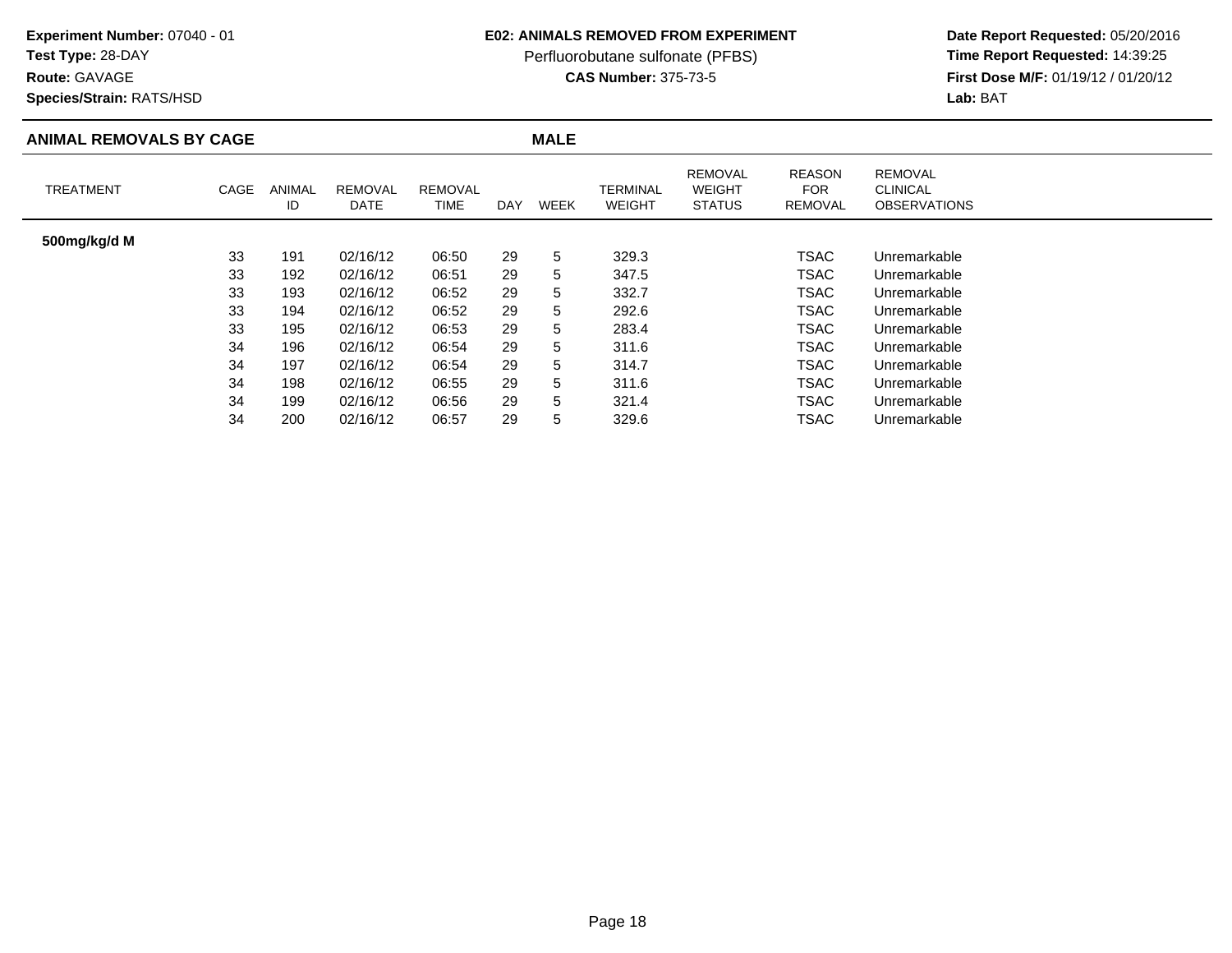**Experiment Number:** 07040 - 01
**Test Type:** 28-DAY
**Route:** GAVAGE
**Species/Strain:** RATS/HSD

**E02: ANIMALS REMOVED FROM EXPERIMENT**
Perfluorobutane sulfonate (PFBS)
**CAS Number:** 375-73-5

**Date Report Requested:** 05/20/2016
**Time Report Requested:** 14:39:25
**First Dose M/F:** 01/19/12 / 01/20/12
**Lab:** BAT

## ANIMAL REMOVALS BY CAGE — MALE

| TREATMENT | CAGE | ANIMAL ID | REMOVAL DATE | REMOVAL TIME | DAY | WEEK | TERMINAL WEIGHT | REMOVAL WEIGHT STATUS | REASON FOR REMOVAL | REMOVAL CLINICAL OBSERVATIONS |
|---|---|---|---|---|---|---|---|---|---|---|
| **500mg/kg/d M** | | | | | | | | | | |
| | 33 | 191 | 02/16/12 | 06:50 | 29 | 5 | 329.3 | | TSAC | Unremarkable |
| | 33 | 192 | 02/16/12 | 06:51 | 29 | 5 | 347.5 | | TSAC | Unremarkable |
| | 33 | 193 | 02/16/12 | 06:52 | 29 | 5 | 332.7 | | TSAC | Unremarkable |
| | 33 | 194 | 02/16/12 | 06:52 | 29 | 5 | 292.6 | | TSAC | Unremarkable |
| | 33 | 195 | 02/16/12 | 06:53 | 29 | 5 | 283.4 | | TSAC | Unremarkable |
| | 34 | 196 | 02/16/12 | 06:54 | 29 | 5 | 311.6 | | TSAC | Unremarkable |
| | 34 | 197 | 02/16/12 | 06:54 | 29 | 5 | 314.7 | | TSAC | Unremarkable |
| | 34 | 198 | 02/16/12 | 06:55 | 29 | 5 | 311.6 | | TSAC | Unremarkable |
| | 34 | 199 | 02/16/12 | 06:56 | 29 | 5 | 321.4 | | TSAC | Unremarkable |
| | 34 | 200 | 02/16/12 | 06:57 | 29 | 5 | 329.6 | | TSAC | Unremarkable |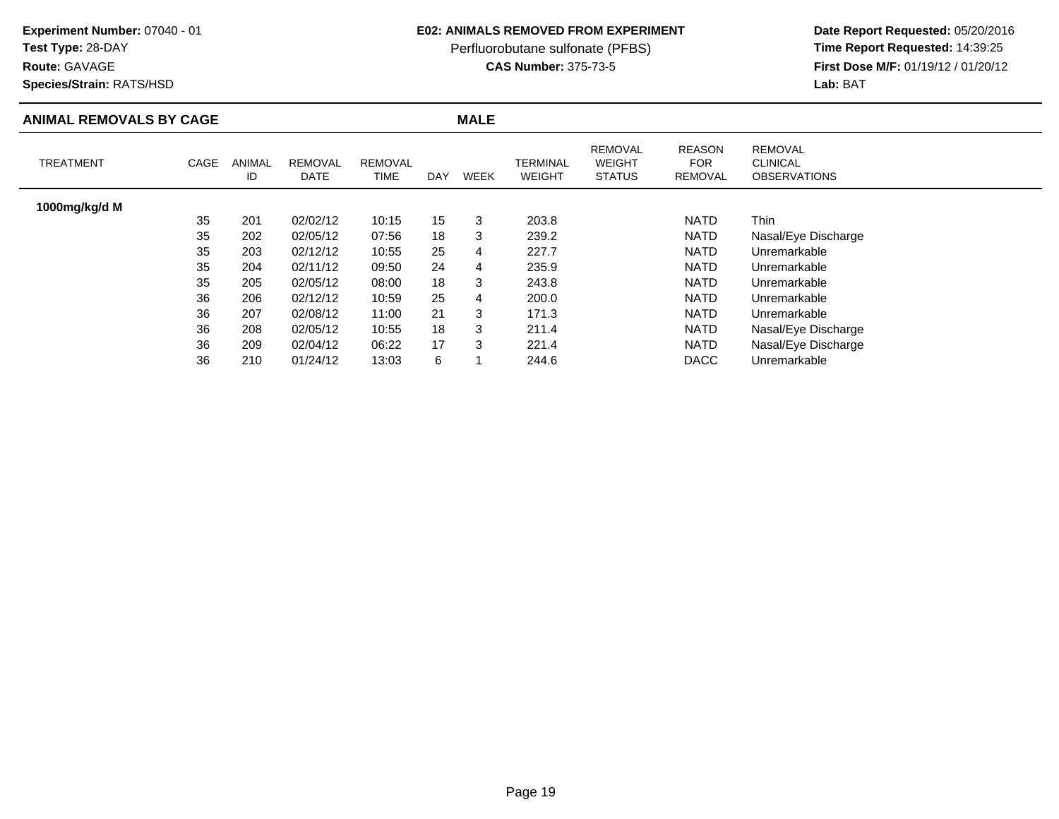**Experiment Number:** 07040 - 01
**Test Type:** 28-DAY
**Route:** GAVAGE
**Species/Strain:** RATS/HSD

**E02: ANIMALS REMOVED FROM EXPERIMENT**
Perfluorobutane sulfonate (PFBS)
**CAS Number:** 375-73-5

**Date Report Requested:** 05/20/2016
**Time Report Requested:** 14:39:25
**First Dose M/F:** 01/19/12 / 01/20/12
**Lab:** BAT

## ANIMAL REMOVALS BY CAGE — MALE

| TREATMENT | CAGE | ANIMAL ID | REMOVAL DATE | REMOVAL TIME | DAY | WEEK | TERMINAL WEIGHT | REMOVAL WEIGHT STATUS | REASON FOR REMOVAL | REMOVAL CLINICAL OBSERVATIONS |
|---|---|---|---|---|---|---|---|---|---|---|
| **1000mg/kg/d M** | | | | | | | | | | |
| | 35 | 201 | 02/02/12 | 10:15 | 15 | 3 | 203.8 | | NATD | Thin |
| | 35 | 202 | 02/05/12 | 07:56 | 18 | 3 | 239.2 | | NATD | Nasal/Eye Discharge |
| | 35 | 203 | 02/12/12 | 10:55 | 25 | 4 | 227.7 | | NATD | Unremarkable |
| | 35 | 204 | 02/11/12 | 09:50 | 24 | 4 | 235.9 | | NATD | Unremarkable |
| | 35 | 205 | 02/05/12 | 08:00 | 18 | 3 | 243.8 | | NATD | Unremarkable |
| | 36 | 206 | 02/12/12 | 10:59 | 25 | 4 | 200.0 | | NATD | Unremarkable |
| | 36 | 207 | 02/08/12 | 11:00 | 21 | 3 | 171.3 | | NATD | Unremarkable |
| | 36 | 208 | 02/05/12 | 10:55 | 18 | 3 | 211.4 | | NATD | Nasal/Eye Discharge |
| | 36 | 209 | 02/04/12 | 06:22 | 17 | 3 | 221.4 | | NATD | Nasal/Eye Discharge |
| | 36 | 210 | 01/24/12 | 13:03 | 6 | 1 | 244.6 | | DACC | Unremarkable |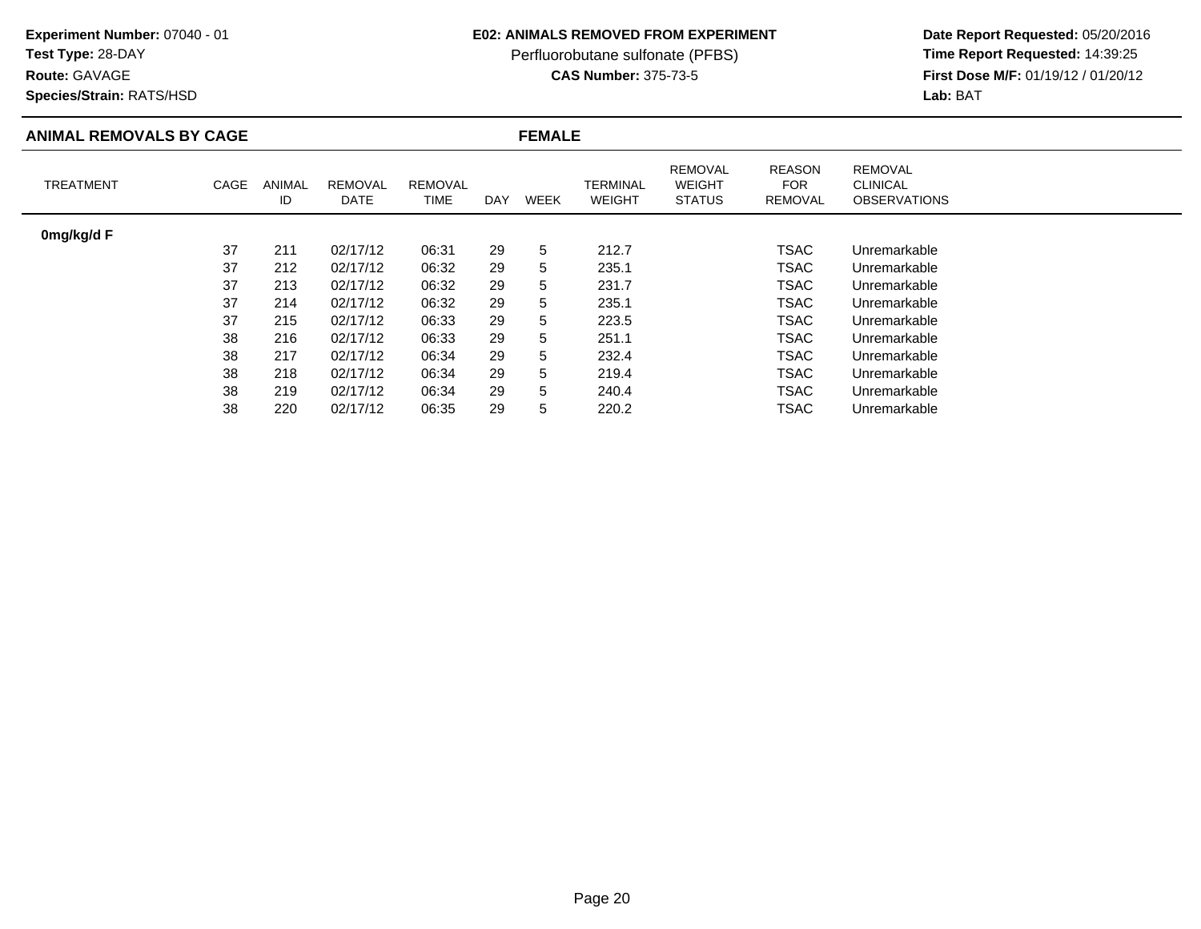**Experiment Number:** 07040 - 01
**Test Type:** 28-DAY
**Route:** GAVAGE
**Species/Strain:** RATS/HSD

**E02: ANIMALS REMOVED FROM EXPERIMENT**
Perfluorobutane sulfonate (PFBS)
**CAS Number:** 375-73-5

**Date Report Requested:** 05/20/2016
**Time Report Requested:** 14:39:25
**First Dose M/F:** 01/19/12 / 01/20/12
**Lab:** BAT

## ANIMAL REMOVALS BY CAGE — FEMALE

| TREATMENT | CAGE | ANIMAL ID | REMOVAL DATE | REMOVAL TIME | DAY | WEEK | TERMINAL WEIGHT | REMOVAL WEIGHT STATUS | REASON FOR REMOVAL | REMOVAL CLINICAL OBSERVATIONS |
|---|---|---|---|---|---|---|---|---|---|---|
| **0mg/kg/d F** | | | | | | | | | | |
| | 37 | 211 | 02/17/12 | 06:31 | 29 | 5 | 212.7 | | TSAC | Unremarkable |
| | 37 | 212 | 02/17/12 | 06:32 | 29 | 5 | 235.1 | | TSAC | Unremarkable |
| | 37 | 213 | 02/17/12 | 06:32 | 29 | 5 | 231.7 | | TSAC | Unremarkable |
| | 37 | 214 | 02/17/12 | 06:32 | 29 | 5 | 235.1 | | TSAC | Unremarkable |
| | 37 | 215 | 02/17/12 | 06:33 | 29 | 5 | 223.5 | | TSAC | Unremarkable |
| | 38 | 216 | 02/17/12 | 06:33 | 29 | 5 | 251.1 | | TSAC | Unremarkable |
| | 38 | 217 | 02/17/12 | 06:34 | 29 | 5 | 232.4 | | TSAC | Unremarkable |
| | 38 | 218 | 02/17/12 | 06:34 | 29 | 5 | 219.4 | | TSAC | Unremarkable |
| | 38 | 219 | 02/17/12 | 06:34 | 29 | 5 | 240.4 | | TSAC | Unremarkable |
| | 38 | 220 | 02/17/12 | 06:35 | 29 | 5 | 220.2 | | TSAC | Unremarkable |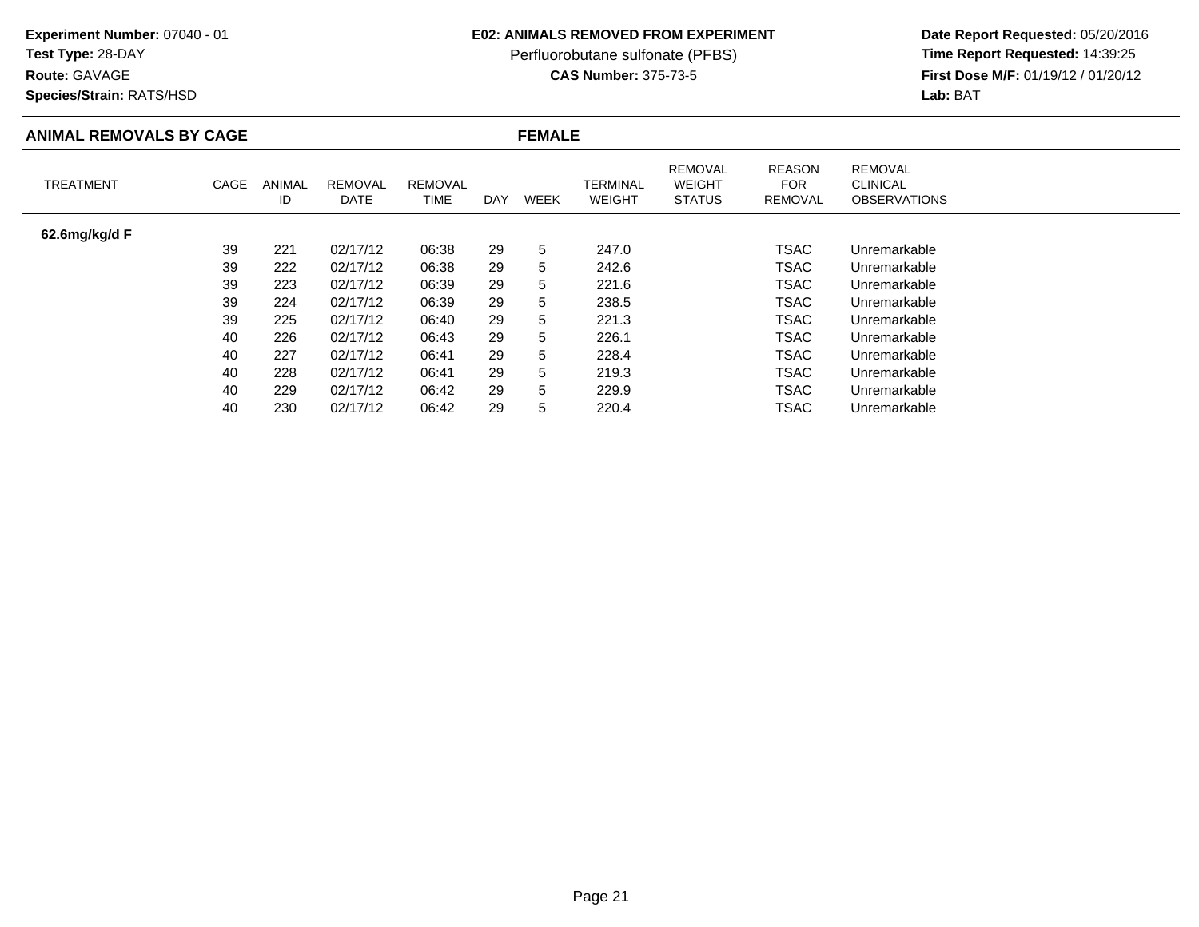**Experiment Number:** 07040 - 01
**Test Type:** 28-DAY
**Route:** GAVAGE
**Species/Strain:** RATS/HSD

**E02: ANIMALS REMOVED FROM EXPERIMENT**
Perfluorobutane sulfonate (PFBS)
**CAS Number:** 375-73-5

**Date Report Requested:** 05/20/2016
**Time Report Requested:** 14:39:25
**First Dose M/F:** 01/19/12 / 01/20/12
**Lab:** BAT

## ANIMAL REMOVALS BY CAGE — FEMALE

| TREATMENT | CAGE | ANIMAL ID | REMOVAL DATE | REMOVAL TIME | DAY | WEEK | TERMINAL WEIGHT | REMOVAL WEIGHT STATUS | REASON FOR REMOVAL | REMOVAL CLINICAL OBSERVATIONS |
|---|---|---|---|---|---|---|---|---|---|---|
| **62.6mg/kg/d F** | | | | | | | | | | |
| | 39 | 221 | 02/17/12 | 06:38 | 29 | 5 | 247.0 | | TSAC | Unremarkable |
| | 39 | 222 | 02/17/12 | 06:38 | 29 | 5 | 242.6 | | TSAC | Unremarkable |
| | 39 | 223 | 02/17/12 | 06:39 | 29 | 5 | 221.6 | | TSAC | Unremarkable |
| | 39 | 224 | 02/17/12 | 06:39 | 29 | 5 | 238.5 | | TSAC | Unremarkable |
| | 39 | 225 | 02/17/12 | 06:40 | 29 | 5 | 221.3 | | TSAC | Unremarkable |
| | 40 | 226 | 02/17/12 | 06:43 | 29 | 5 | 226.1 | | TSAC | Unremarkable |
| | 40 | 227 | 02/17/12 | 06:41 | 29 | 5 | 228.4 | | TSAC | Unremarkable |
| | 40 | 228 | 02/17/12 | 06:41 | 29 | 5 | 219.3 | | TSAC | Unremarkable |
| | 40 | 229 | 02/17/12 | 06:42 | 29 | 5 | 229.9 | | TSAC | Unremarkable |
| | 40 | 230 | 02/17/12 | 06:42 | 29 | 5 | 220.4 | | TSAC | Unremarkable |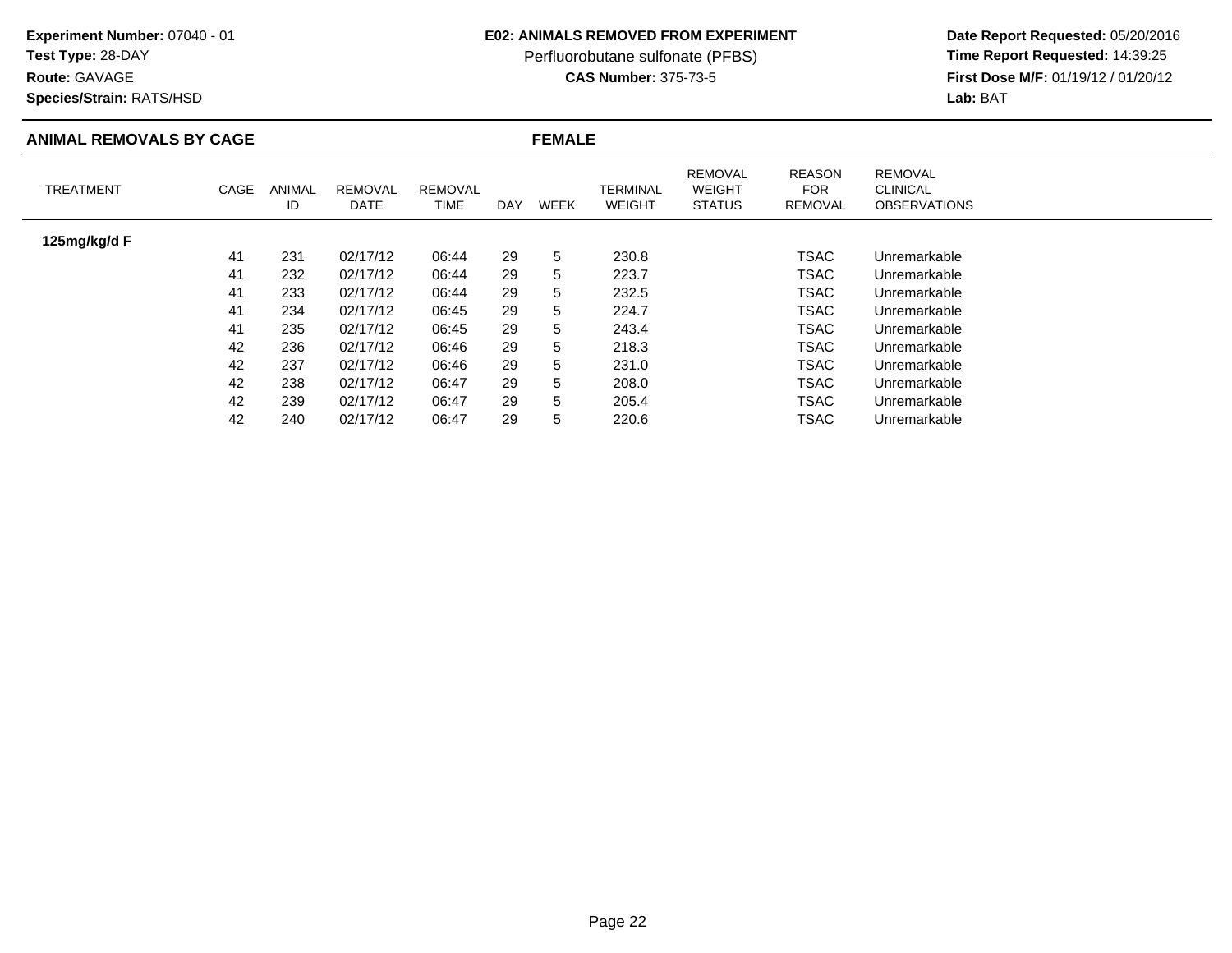**Experiment Number:** 07040 - 01
**Test Type:** 28-DAY
**Route:** GAVAGE
**Species/Strain:** RATS/HSD

**E02: ANIMALS REMOVED FROM EXPERIMENT**
Perfluorobutane sulfonate (PFBS)
**CAS Number:** 375-73-5

**Date Report Requested:** 05/20/2016
**Time Report Requested:** 14:39:25
**First Dose M/F:** 01/19/12 / 01/20/12
**Lab:** BAT

## ANIMAL REMOVALS BY CAGE — FEMALE

| TREATMENT | CAGE | ANIMAL ID | REMOVAL DATE | REMOVAL TIME | DAY | WEEK | TERMINAL WEIGHT | REMOVAL WEIGHT STATUS | REASON FOR REMOVAL | REMOVAL CLINICAL OBSERVATIONS |
|---|---|---|---|---|---|---|---|---|---|---|
| **125mg/kg/d F** | | | | | | | | | | |
| | 41 | 231 | 02/17/12 | 06:44 | 29 | 5 | 230.8 | | TSAC | Unremarkable |
| | 41 | 232 | 02/17/12 | 06:44 | 29 | 5 | 223.7 | | TSAC | Unremarkable |
| | 41 | 233 | 02/17/12 | 06:44 | 29 | 5 | 232.5 | | TSAC | Unremarkable |
| | 41 | 234 | 02/17/12 | 06:45 | 29 | 5 | 224.7 | | TSAC | Unremarkable |
| | 41 | 235 | 02/17/12 | 06:45 | 29 | 5 | 243.4 | | TSAC | Unremarkable |
| | 42 | 236 | 02/17/12 | 06:46 | 29 | 5 | 218.3 | | TSAC | Unremarkable |
| | 42 | 237 | 02/17/12 | 06:46 | 29 | 5 | 231.0 | | TSAC | Unremarkable |
| | 42 | 238 | 02/17/12 | 06:47 | 29 | 5 | 208.0 | | TSAC | Unremarkable |
| | 42 | 239 | 02/17/12 | 06:47 | 29 | 5 | 205.4 | | TSAC | Unremarkable |
| | 42 | 240 | 02/17/12 | 06:47 | 29 | 5 | 220.6 | | TSAC | Unremarkable |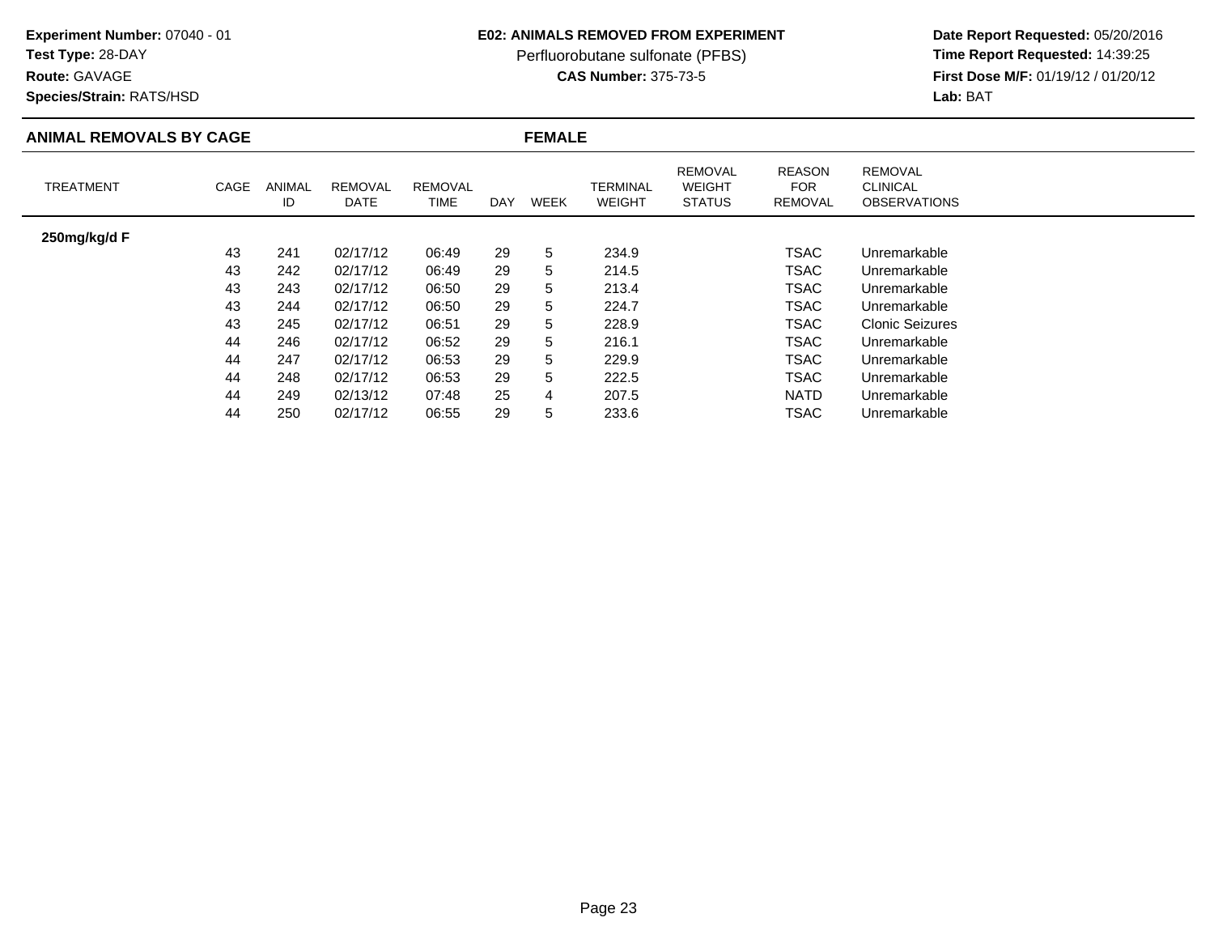**Experiment Number:** 07040 - 01
**Test Type:** 28-DAY
**Route:** GAVAGE
**Species/Strain:** RATS/HSD

**E02: ANIMALS REMOVED FROM EXPERIMENT**
Perfluorobutane sulfonate (PFBS)
**CAS Number:** 375-73-5

**Date Report Requested:** 05/20/2016
**Time Report Requested:** 14:39:25
**First Dose M/F:** 01/19/12 / 01/20/12
**Lab:** BAT

## ANIMAL REMOVALS BY CAGE — FEMALE

| TREATMENT | CAGE | ANIMAL ID | REMOVAL DATE | REMOVAL TIME | DAY | WEEK | TERMINAL WEIGHT | REMOVAL WEIGHT STATUS | REASON FOR REMOVAL | REMOVAL CLINICAL OBSERVATIONS |
|---|---|---|---|---|---|---|---|---|---|---|
| **250mg/kg/d F** | | | | | | | | | | |
| | 43 | 241 | 02/17/12 | 06:49 | 29 | 5 | 234.9 | | TSAC | Unremarkable |
| | 43 | 242 | 02/17/12 | 06:49 | 29 | 5 | 214.5 | | TSAC | Unremarkable |
| | 43 | 243 | 02/17/12 | 06:50 | 29 | 5 | 213.4 | | TSAC | Unremarkable |
| | 43 | 244 | 02/17/12 | 06:50 | 29 | 5 | 224.7 | | TSAC | Unremarkable |
| | 43 | 245 | 02/17/12 | 06:51 | 29 | 5 | 228.9 | | TSAC | Clonic Seizures |
| | 44 | 246 | 02/17/12 | 06:52 | 29 | 5 | 216.1 | | TSAC | Unremarkable |
| | 44 | 247 | 02/17/12 | 06:53 | 29 | 5 | 229.9 | | TSAC | Unremarkable |
| | 44 | 248 | 02/17/12 | 06:53 | 29 | 5 | 222.5 | | TSAC | Unremarkable |
| | 44 | 249 | 02/13/12 | 07:48 | 25 | 4 | 207.5 | | NATD | Unremarkable |
| | 44 | 250 | 02/17/12 | 06:55 | 29 | 5 | 233.6 | | TSAC | Unremarkable |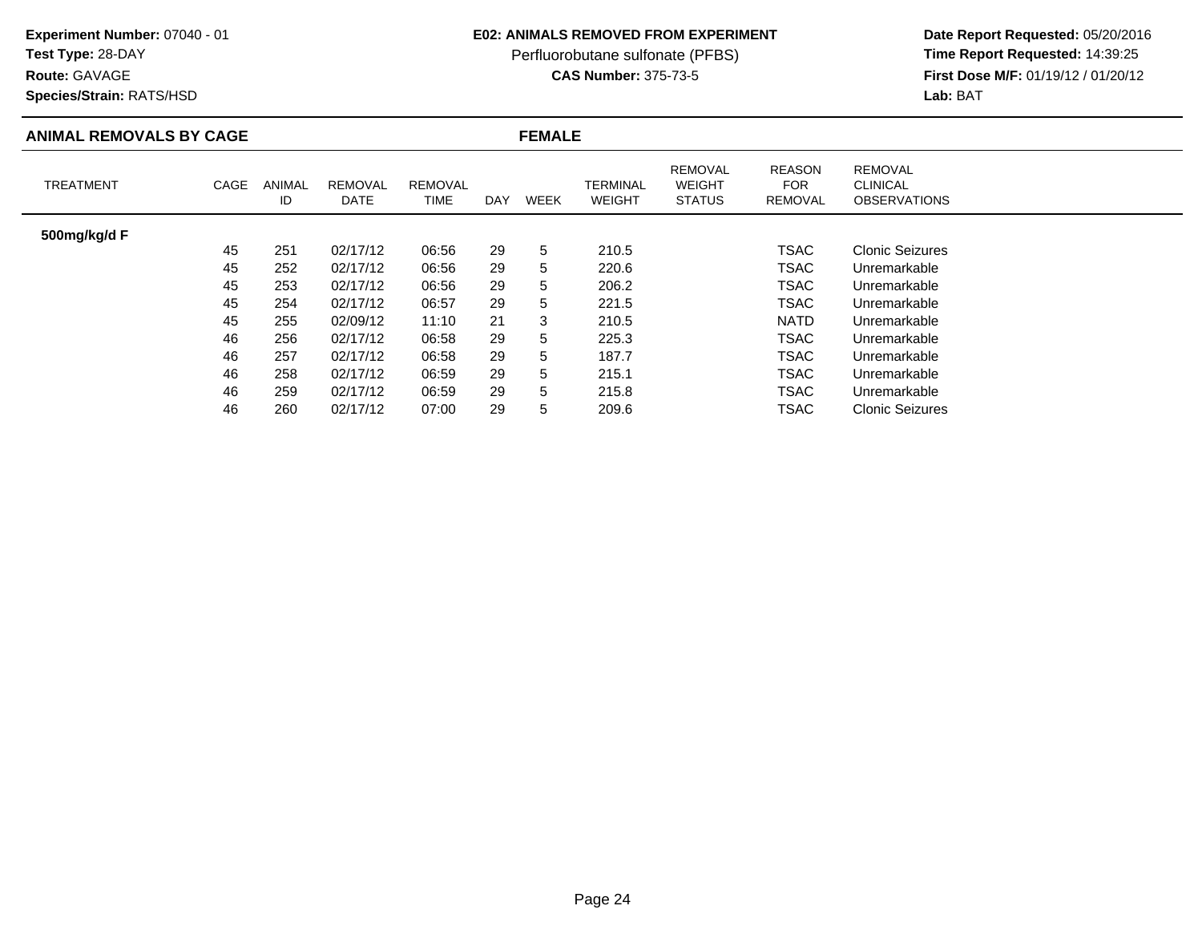**Experiment Number:** 07040 - 01
**Test Type:** 28-DAY
**Route:** GAVAGE
**Species/Strain:** RATS/HSD

**E02: ANIMALS REMOVED FROM EXPERIMENT**
Perfluorobutane sulfonate (PFBS)
**CAS Number:** 375-73-5

**Date Report Requested:** 05/20/2016
**Time Report Requested:** 14:39:25
**First Dose M/F:** 01/19/12 / 01/20/12
**Lab:** BAT

## ANIMAL REMOVALS BY CAGE — FEMALE

| TREATMENT | CAGE | ANIMAL ID | REMOVAL DATE | REMOVAL TIME | DAY | WEEK | TERMINAL WEIGHT | REMOVAL WEIGHT STATUS | REASON FOR REMOVAL | REMOVAL CLINICAL OBSERVATIONS |
|---|---|---|---|---|---|---|---|---|---|---|
| **500mg/kg/d F** | | | | | | | | | | |
| | 45 | 251 | 02/17/12 | 06:56 | 29 | 5 | 210.5 | | TSAC | Clonic Seizures |
| | 45 | 252 | 02/17/12 | 06:56 | 29 | 5 | 220.6 | | TSAC | Unremarkable |
| | 45 | 253 | 02/17/12 | 06:56 | 29 | 5 | 206.2 | | TSAC | Unremarkable |
| | 45 | 254 | 02/17/12 | 06:57 | 29 | 5 | 221.5 | | TSAC | Unremarkable |
| | 45 | 255 | 02/09/12 | 11:10 | 21 | 3 | 210.5 | | NATD | Unremarkable |
| | 46 | 256 | 02/17/12 | 06:58 | 29 | 5 | 225.3 | | TSAC | Unremarkable |
| | 46 | 257 | 02/17/12 | 06:58 | 29 | 5 | 187.7 | | TSAC | Unremarkable |
| | 46 | 258 | 02/17/12 | 06:59 | 29 | 5 | 215.1 | | TSAC | Unremarkable |
| | 46 | 259 | 02/17/12 | 06:59 | 29 | 5 | 215.8 | | TSAC | Unremarkable |
| | 46 | 260 | 02/17/12 | 07:00 | 29 | 5 | 209.6 | | TSAC | Clonic Seizures |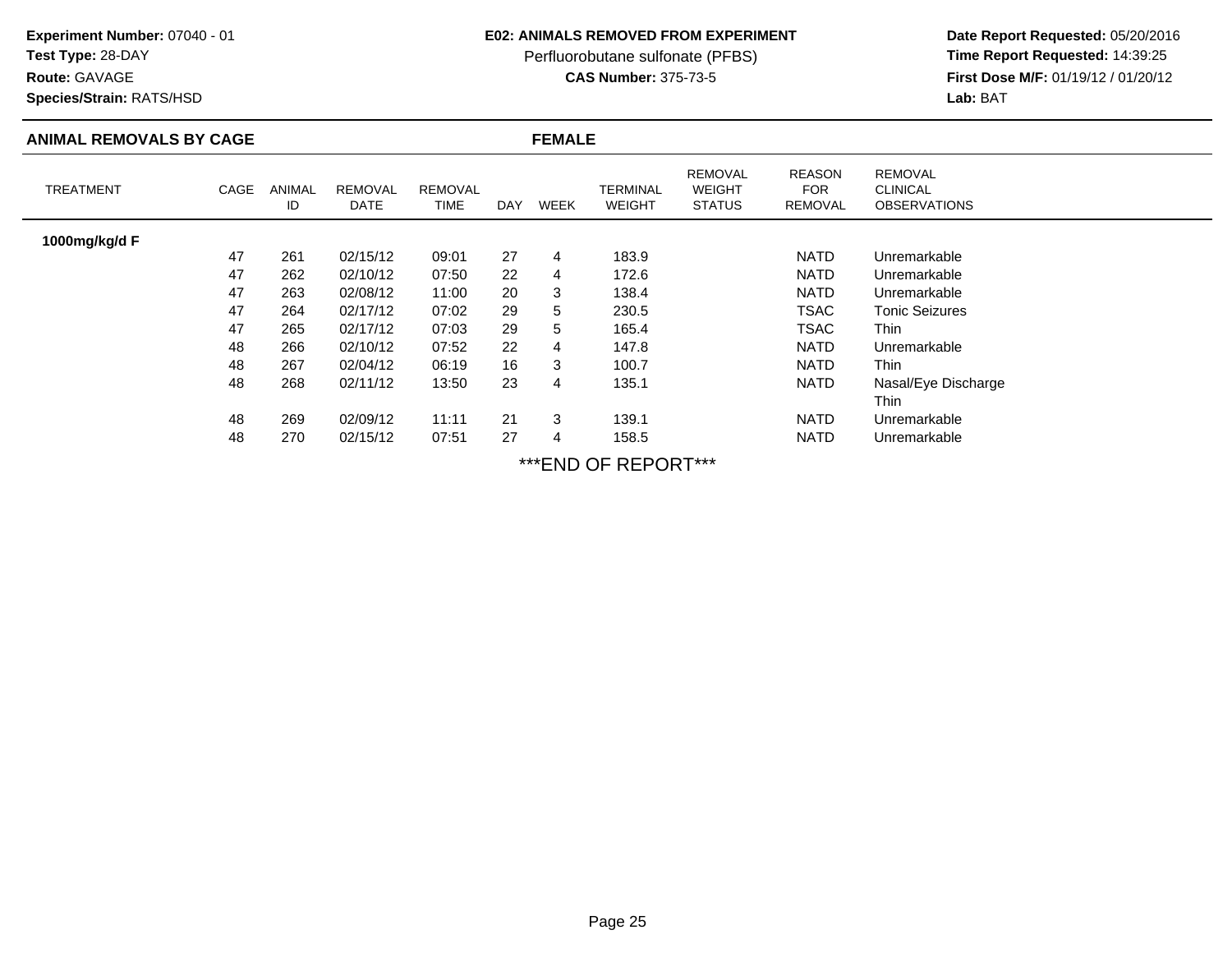**Experiment Number:** 07040 - 01
**Test Type:** 28-DAY
**Route:** GAVAGE
**Species/Strain:** RATS/HSD

**E02: ANIMALS REMOVED FROM EXPERIMENT**
Perfluorobutane sulfonate (PFBS)
**CAS Number:** 375-73-5

**Date Report Requested:** 05/20/2016
**Time Report Requested:** 14:39:25
**First Dose M/F:** 01/19/12 / 01/20/12
**Lab:** BAT

**ANIMAL REMOVALS BY CAGE** **FEMALE**

| TREATMENT | CAGE | ANIMAL ID | REMOVAL DATE | REMOVAL TIME | DAY | WEEK | TERMINAL WEIGHT | REMOVAL WEIGHT STATUS | REASON FOR REMOVAL | REMOVAL CLINICAL OBSERVATIONS |
|---|---|---|---|---|---|---|---|---|---|---|
| **1000mg/kg/d F** | | | | | | | | | | |
| | 47 | 261 | 02/15/12 | 09:01 | 27 | 4 | 183.9 | | NATD | Unremarkable |
| | 47 | 262 | 02/10/12 | 07:50 | 22 | 4 | 172.6 | | NATD | Unremarkable |
| | 47 | 263 | 02/08/12 | 11:00 | 20 | 3 | 138.4 | | NATD | Unremarkable |
| | 47 | 264 | 02/17/12 | 07:02 | 29 | 5 | 230.5 | | TSAC | Tonic Seizures |
| | 47 | 265 | 02/17/12 | 07:03 | 29 | 5 | 165.4 | | TSAC | Thin |
| | 48 | 266 | 02/10/12 | 07:52 | 22 | 4 | 147.8 | | NATD | Unremarkable |
| | 48 | 267 | 02/04/12 | 06:19 | 16 | 3 | 100.7 | | NATD | Thin |
| | 48 | 268 | 02/11/12 | 13:50 | 23 | 4 | 135.1 | | NATD | Nasal/Eye Discharge<br>Thin |
| | 48 | 269 | 02/09/12 | 11:11 | 21 | 3 | 139.1 | | NATD | Unremarkable |
| | 48 | 270 | 02/15/12 | 07:51 | 27 | 4 | 158.5 | | NATD | Unremarkable |

***END OF REPORT***